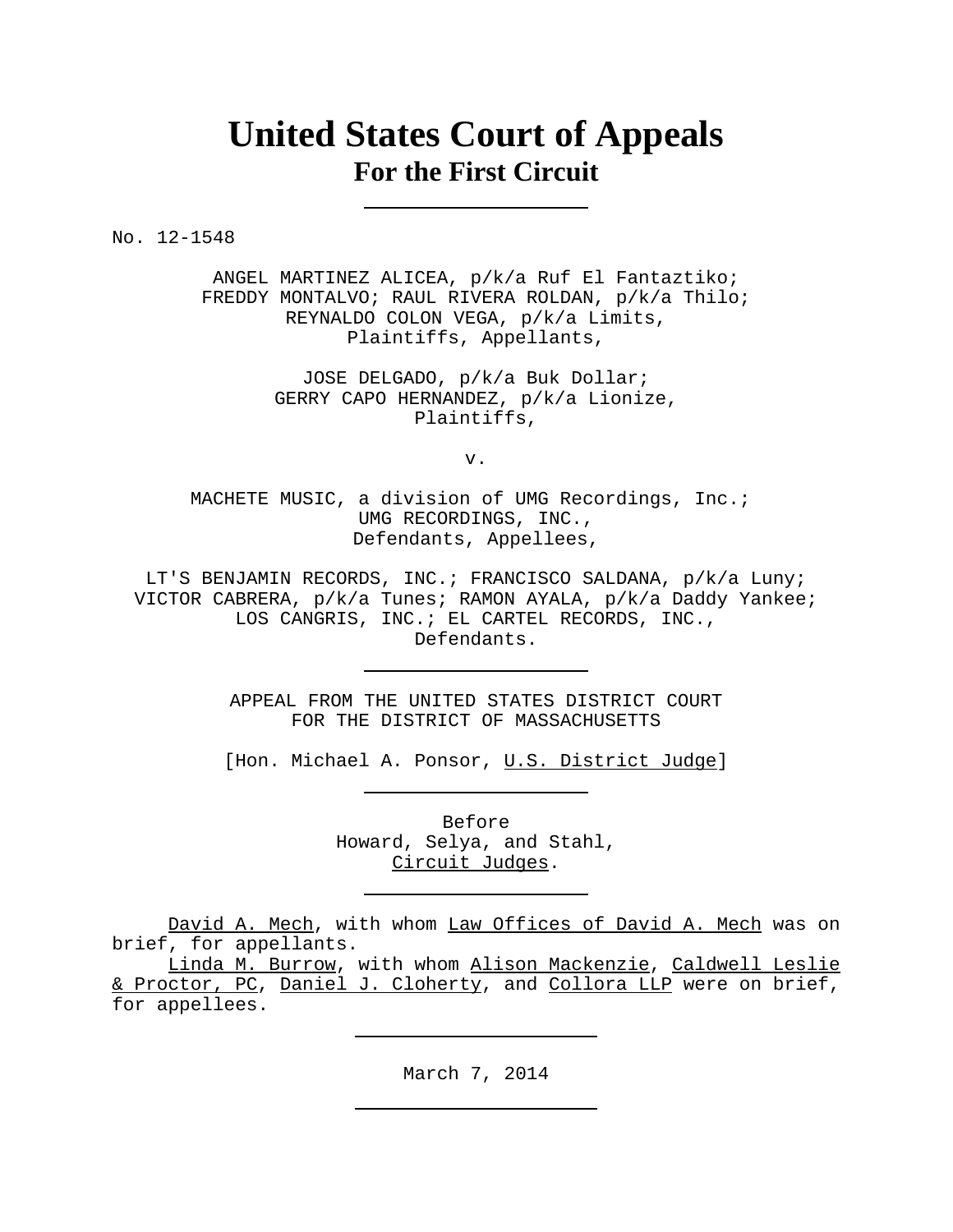# United States Court of Appeals
## For the First Circuit

---

No. 12-1548

ANGEL MARTINEZ ALICEA, p/k/a Ruf El Fantaztiko;
FREDDY MONTALVO; RAUL RIVERA ROLDAN, p/k/a Thilo;
REYNALDO COLON VEGA, p/k/a Limits,
Plaintiffs, Appellants,

JOSE DELGADO, p/k/a Buk Dollar;
GERRY CAPO HERNANDEZ, p/k/a Lionize,
Plaintiffs,

v.

MACHETE MUSIC, a division of UMG Recordings, Inc.;
UMG RECORDINGS, INC.,
Defendants, Appellees,

LT'S BENJAMIN RECORDS, INC.; FRANCISCO SALDANA, p/k/a Luny;
VICTOR CABRERA, p/k/a Tunes; RAMON AYALA, p/k/a Daddy Yankee;
LOS CANGRIS, INC.; EL CARTEL RECORDS, INC.,
Defendants.

---

APPEAL FROM THE UNITED STATES DISTRICT COURT
FOR THE DISTRICT OF MASSACHUSETTS

[Hon. Michael A. Ponsor, U.S. District Judge]

---

Before
Howard, Selya, and Stahl,
Circuit Judges.

---

David A. Mech, with whom Law Offices of David A. Mech was on brief, for appellants.

Linda M. Burrow, with whom Alison Mackenzie, Caldwell Leslie & Proctor, PC, Daniel J. Cloherty, and Collora LLP were on brief, for appellees.

---

March 7, 2014

---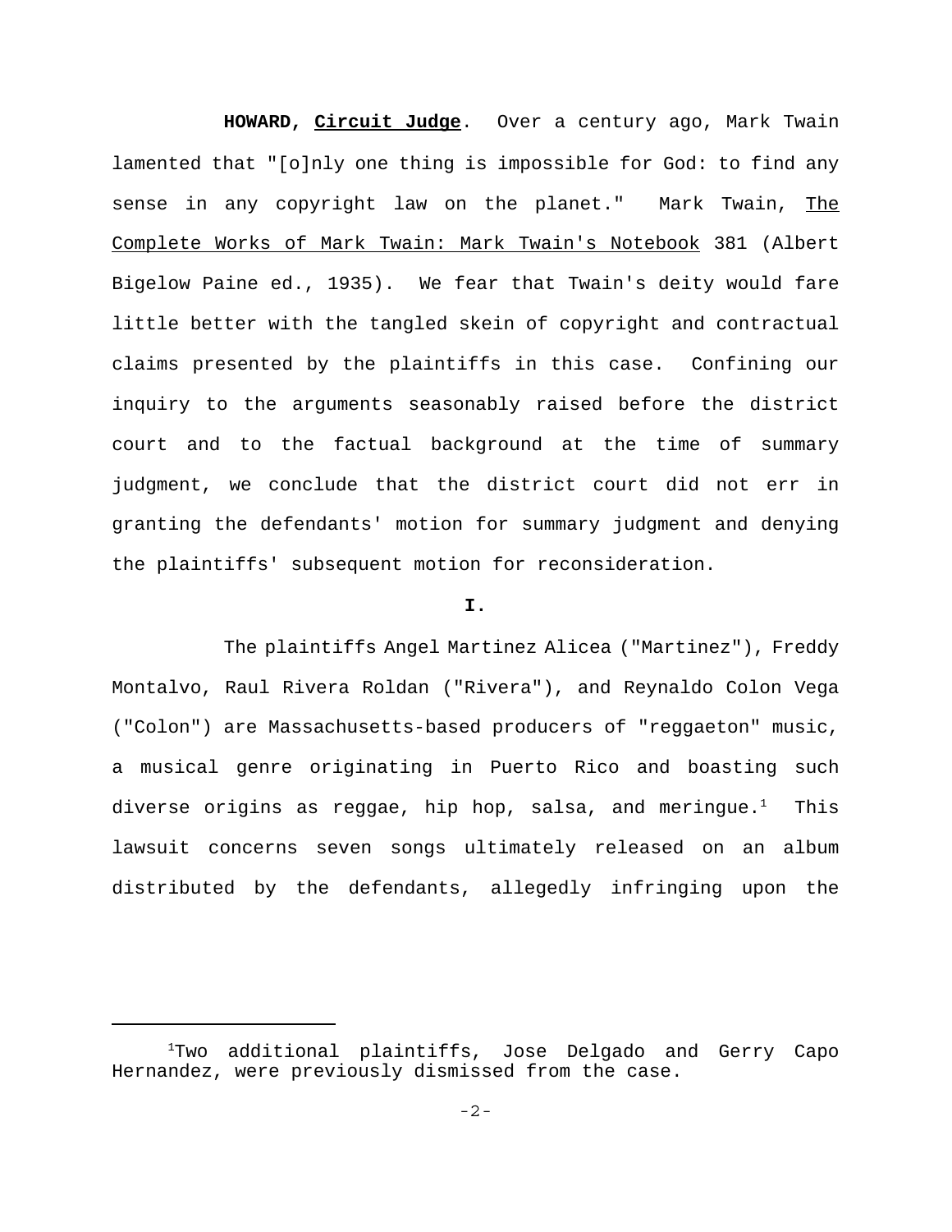**HOWARD, Circuit Judge**. Over a century ago, Mark Twain lamented that "[o]nly one thing is impossible for God: to find any sense in any copyright law on the planet." Mark Twain, The Complete Works of Mark Twain: Mark Twain's Notebook 381 (Albert Bigelow Paine ed., 1935). We fear that Twain's deity would fare little better with the tangled skein of copyright and contractual claims presented by the plaintiffs in this case. Confining our inquiry to the arguments seasonably raised before the district court and to the factual background at the time of summary judgment, we conclude that the district court did not err in granting the defendants' motion for summary judgment and denying the plaintiffs' subsequent motion for reconsideration.

**I.**

The plaintiffs Angel Martinez Alicea ("Martinez"), Freddy Montalvo, Raul Rivera Roldan ("Rivera"), and Reynaldo Colon Vega ("Colon") are Massachusetts-based producers of "reggaeton" music, a musical genre originating in Puerto Rico and boasting such diverse origins as reggae, hip hop, salsa, and meringue.[1] This lawsuit concerns seven songs ultimately released on an album distributed by the defendants, allegedly infringing upon the

[1] Two additional plaintiffs, Jose Delgado and Gerry Capo Hernandez, were previously dismissed from the case.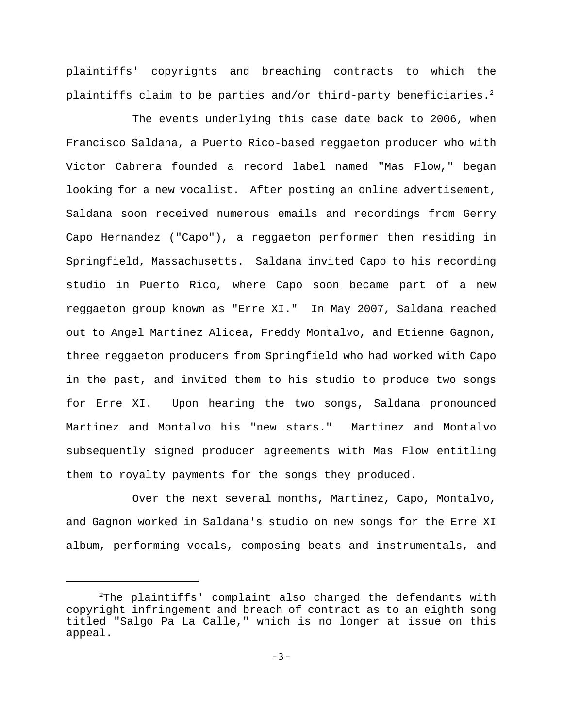plaintiffs' copyrights and breaching contracts to which the plaintiffs claim to be parties and/or third-party beneficiaries.[2]

The events underlying this case date back to 2006, when Francisco Saldana, a Puerto Rico-based reggaeton producer who with Victor Cabrera founded a record label named "Mas Flow," began looking for a new vocalist. After posting an online advertisement, Saldana soon received numerous emails and recordings from Gerry Capo Hernandez ("Capo"), a reggaeton performer then residing in Springfield, Massachusetts. Saldana invited Capo to his recording studio in Puerto Rico, where Capo soon became part of a new reggaeton group known as "Erre XI." In May 2007, Saldana reached out to Angel Martinez Alicea, Freddy Montalvo, and Etienne Gagnon, three reggaeton producers from Springfield who had worked with Capo in the past, and invited them to his studio to produce two songs for Erre XI. Upon hearing the two songs, Saldana pronounced Martinez and Montalvo his "new stars." Martinez and Montalvo subsequently signed producer agreements with Mas Flow entitling them to royalty payments for the songs they produced.

Over the next several months, Martinez, Capo, Montalvo, and Gagnon worked in Saldana's studio on new songs for the Erre XI album, performing vocals, composing beats and instrumentals, and

---

[2]The plaintiffs' complaint also charged the defendants with copyright infringement and breach of contract as to an eighth song titled "Salgo Pa La Calle," which is no longer at issue on this appeal.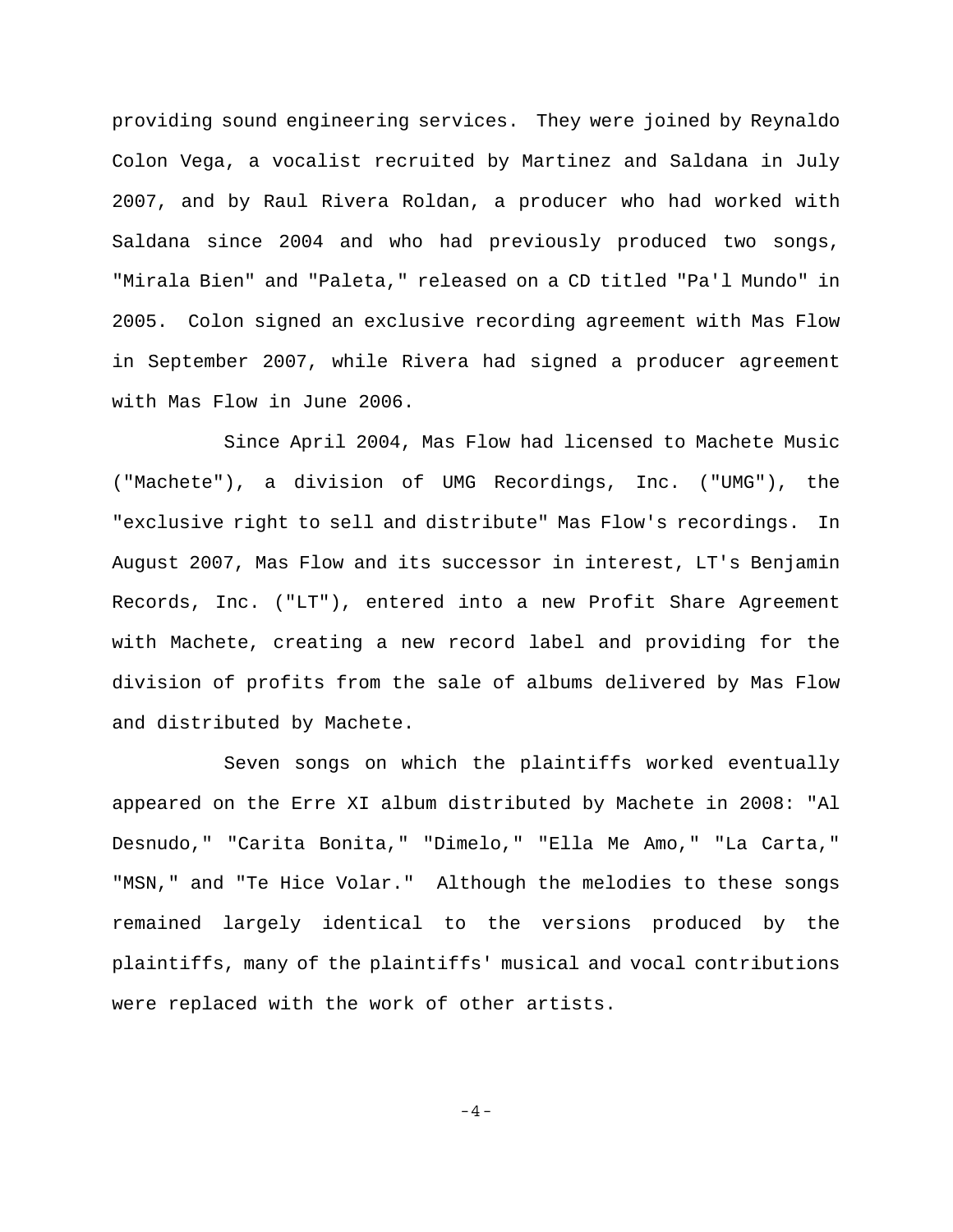providing sound engineering services. They were joined by Reynaldo Colon Vega, a vocalist recruited by Martinez and Saldana in July 2007, and by Raul Rivera Roldan, a producer who had worked with Saldana since 2004 and who had previously produced two songs, "Mirala Bien" and "Paleta," released on a CD titled "Pa'l Mundo" in 2005. Colon signed an exclusive recording agreement with Mas Flow in September 2007, while Rivera had signed a producer agreement with Mas Flow in June 2006.

Since April 2004, Mas Flow had licensed to Machete Music ("Machete"), a division of UMG Recordings, Inc. ("UMG"), the "exclusive right to sell and distribute" Mas Flow's recordings. In August 2007, Mas Flow and its successor in interest, LT's Benjamin Records, Inc. ("LT"), entered into a new Profit Share Agreement with Machete, creating a new record label and providing for the division of profits from the sale of albums delivered by Mas Flow and distributed by Machete.

Seven songs on which the plaintiffs worked eventually appeared on the Erre XI album distributed by Machete in 2008: "Al Desnudo," "Carita Bonita," "Dimelo," "Ella Me Amo," "La Carta," "MSN," and "Te Hice Volar." Although the melodies to these songs remained largely identical to the versions produced by the plaintiffs, many of the plaintiffs' musical and vocal contributions were replaced with the work of other artists.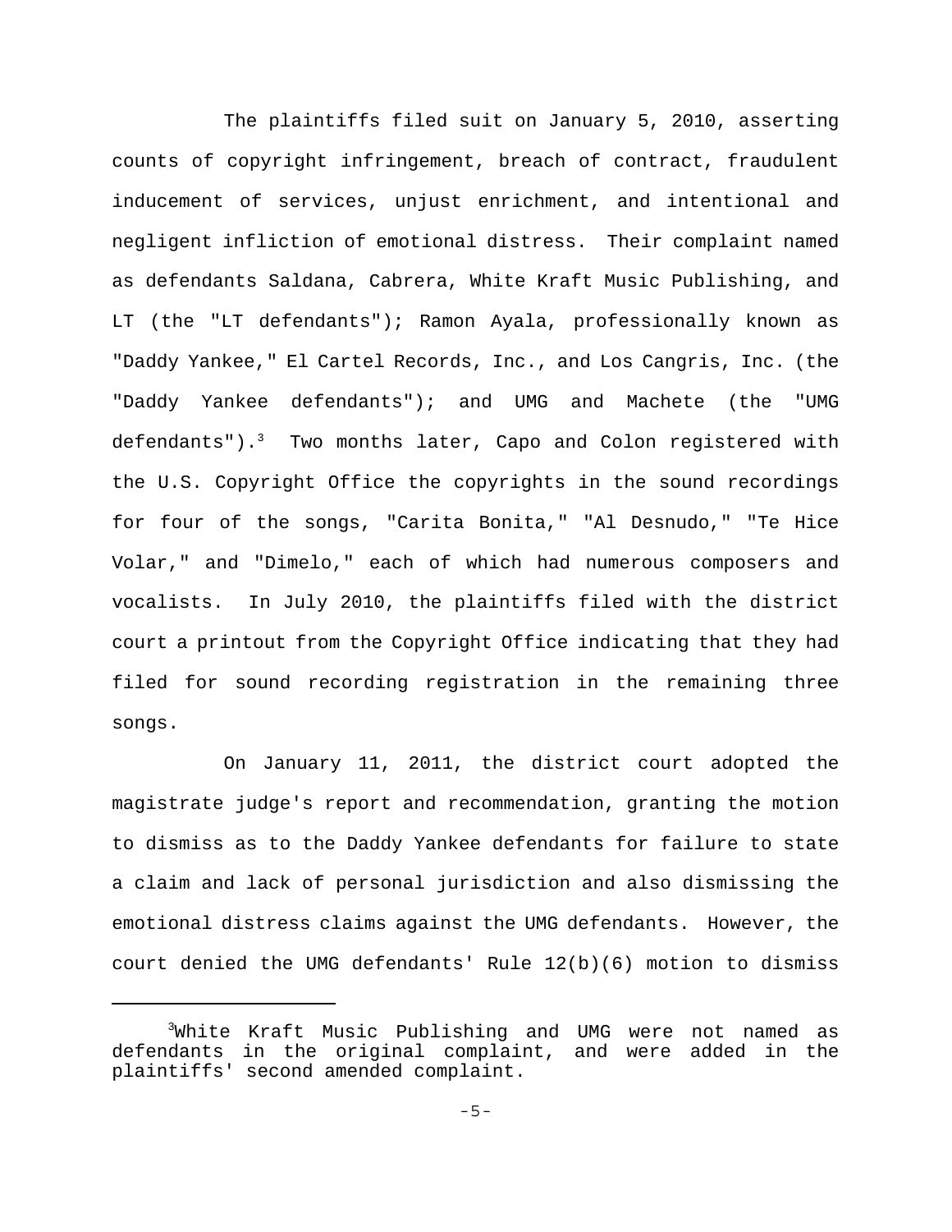The plaintiffs filed suit on January 5, 2010, asserting counts of copyright infringement, breach of contract, fraudulent inducement of services, unjust enrichment, and intentional and negligent infliction of emotional distress. Their complaint named as defendants Saldana, Cabrera, White Kraft Music Publishing, and LT (the "LT defendants"); Ramon Ayala, professionally known as "Daddy Yankee," El Cartel Records, Inc., and Los Cangris, Inc. (the "Daddy Yankee defendants"); and UMG and Machete (the "UMG defendants").[3] Two months later, Capo and Colon registered with the U.S. Copyright Office the copyrights in the sound recordings for four of the songs, "Carita Bonita," "Al Desnudo," "Te Hice Volar," and "Dimelo," each of which had numerous composers and vocalists. In July 2010, the plaintiffs filed with the district court a printout from the Copyright Office indicating that they had filed for sound recording registration in the remaining three songs.

On January 11, 2011, the district court adopted the magistrate judge's report and recommendation, granting the motion to dismiss as to the Daddy Yankee defendants for failure to state a claim and lack of personal jurisdiction and also dismissing the emotional distress claims against the UMG defendants. However, the court denied the UMG defendants' Rule 12(b)(6) motion to dismiss

[3] White Kraft Music Publishing and UMG were not named as defendants in the original complaint, and were added in the plaintiffs' second amended complaint.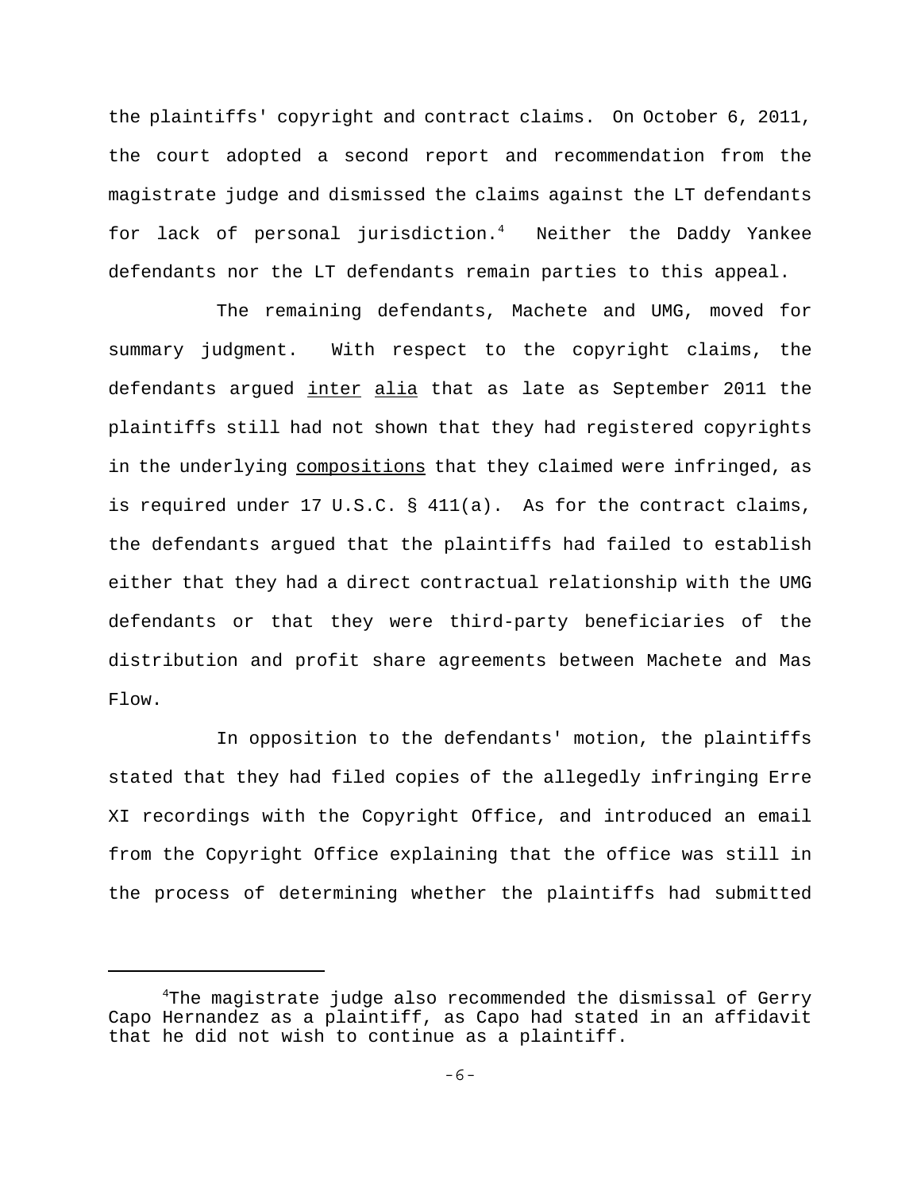the plaintiffs' copyright and contract claims. On October 6, 2011, the court adopted a second report and recommendation from the magistrate judge and dismissed the claims against the LT defendants for lack of personal jurisdiction.[4] Neither the Daddy Yankee defendants nor the LT defendants remain parties to this appeal.

The remaining defendants, Machete and UMG, moved for summary judgment. With respect to the copyright claims, the defendants argued _inter alia_ that as late as September 2011 the plaintiffs still had not shown that they had registered copyrights in the underlying _compositions_ that they claimed were infringed, as is required under 17 U.S.C. § 411(a). As for the contract claims, the defendants argued that the plaintiffs had failed to establish either that they had a direct contractual relationship with the UMG defendants or that they were third-party beneficiaries of the distribution and profit share agreements between Machete and Mas Flow.

In opposition to the defendants' motion, the plaintiffs stated that they had filed copies of the allegedly infringing Erre XI recordings with the Copyright Office, and introduced an email from the Copyright Office explaining that the office was still in the process of determining whether the plaintiffs had submitted

---

[4]The magistrate judge also recommended the dismissal of Gerry Capo Hernandez as a plaintiff, as Capo had stated in an affidavit that he did not wish to continue as a plaintiff.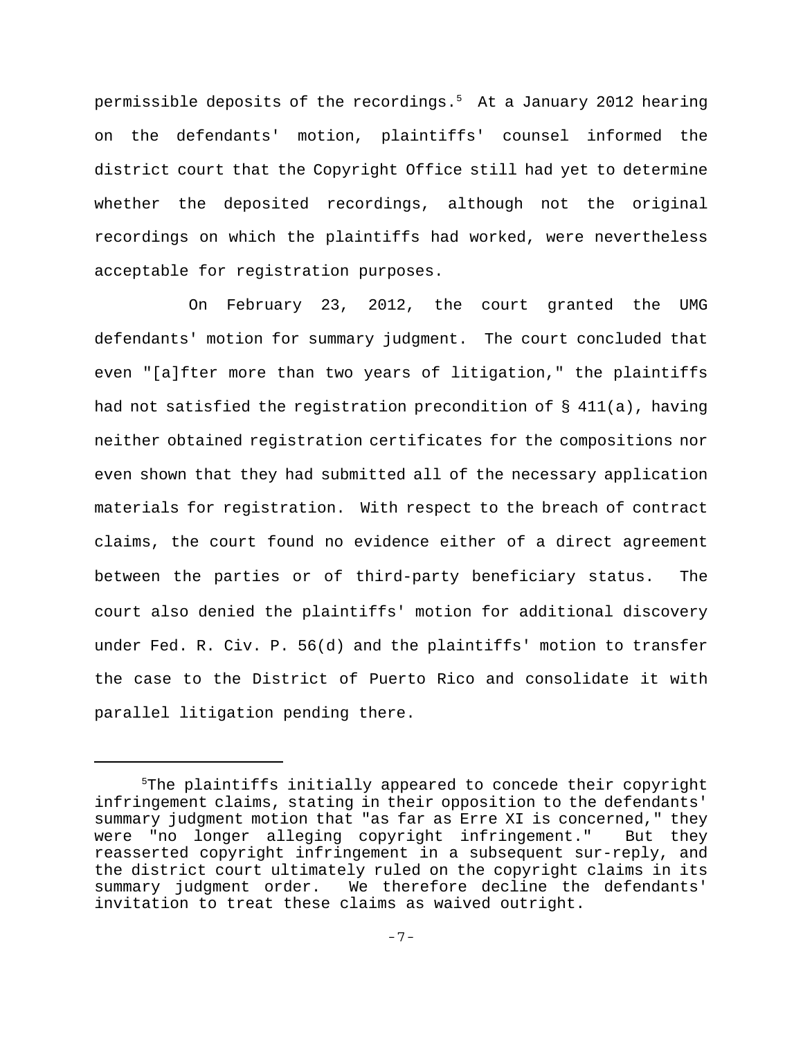permissible deposits of the recordings.[5] At a January 2012 hearing on the defendants' motion, plaintiffs' counsel informed the district court that the Copyright Office still had yet to determine whether the deposited recordings, although not the original recordings on which the plaintiffs had worked, were nevertheless acceptable for registration purposes.

On February 23, 2012, the court granted the UMG defendants' motion for summary judgment. The court concluded that even "[a]fter more than two years of litigation," the plaintiffs had not satisfied the registration precondition of § 411(a), having neither obtained registration certificates for the compositions nor even shown that they had submitted all of the necessary application materials for registration. With respect to the breach of contract claims, the court found no evidence either of a direct agreement between the parties or of third-party beneficiary status. The court also denied the plaintiffs' motion for additional discovery under Fed. R. Civ. P. 56(d) and the plaintiffs' motion to transfer the case to the District of Puerto Rico and consolidate it with parallel litigation pending there.

---

[5]The plaintiffs initially appeared to concede their copyright infringement claims, stating in their opposition to the defendants' summary judgment motion that "as far as Erre XI is concerned," they were "no longer alleging copyright infringement." But they reasserted copyright infringement in a subsequent sur-reply, and the district court ultimately ruled on the copyright claims in its summary judgment order. We therefore decline the defendants' invitation to treat these claims as waived outright.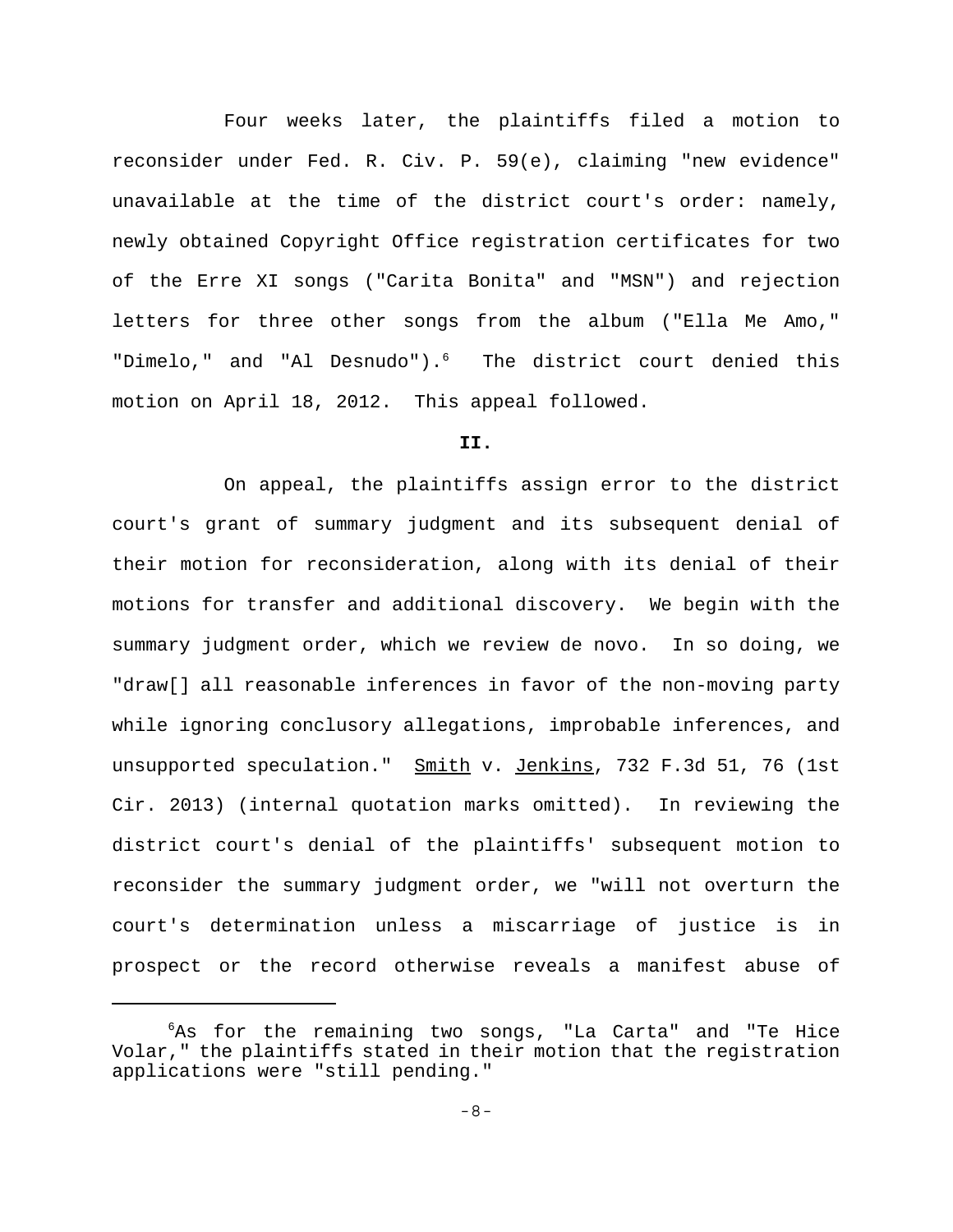Four weeks later, the plaintiffs filed a motion to reconsider under Fed. R. Civ. P. 59(e), claiming "new evidence" unavailable at the time of the district court's order: namely, newly obtained Copyright Office registration certificates for two of the Erre XI songs ("Carita Bonita" and "MSN") and rejection letters for three other songs from the album ("Ella Me Amo," "Dimelo," and "Al Desnudo").[6] The district court denied this motion on April 18, 2012. This appeal followed.

**II.**

On appeal, the plaintiffs assign error to the district court's grant of summary judgment and its subsequent denial of their motion for reconsideration, along with its denial of their motions for transfer and additional discovery. We begin with the summary judgment order, which we review de novo. In so doing, we "draw[] all reasonable inferences in favor of the non-moving party while ignoring conclusory allegations, improbable inferences, and unsupported speculation." Smith v. Jenkins, 732 F.3d 51, 76 (1st Cir. 2013) (internal quotation marks omitted). In reviewing the district court's denial of the plaintiffs' subsequent motion to reconsider the summary judgment order, we "will not overturn the court's determination unless a miscarriage of justice is in prospect or the record otherwise reveals a manifest abuse of

---

[6]As for the remaining two songs, "La Carta" and "Te Hice Volar," the plaintiffs stated in their motion that the registration applications were "still pending."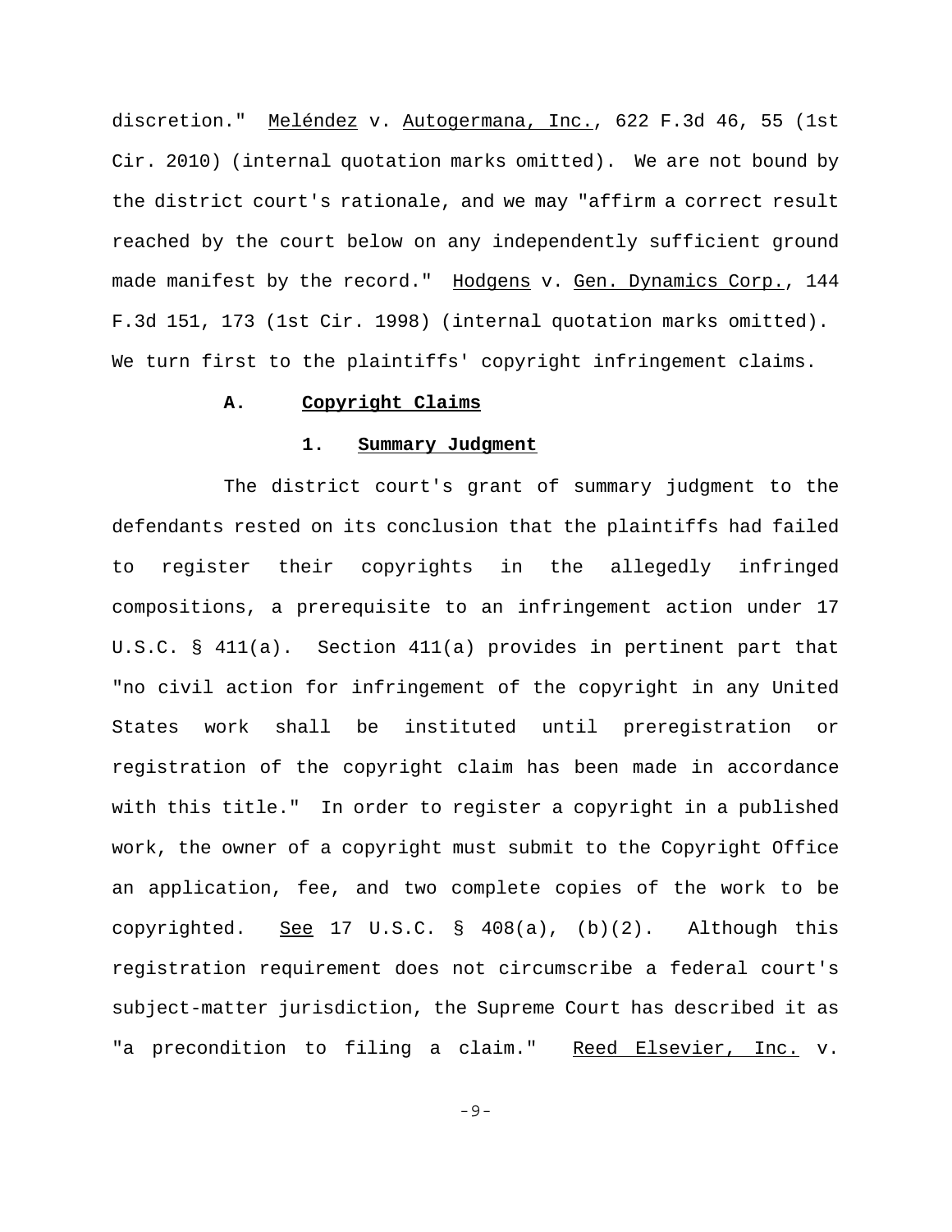discretion." Meléndez v. Autogermana, Inc., 622 F.3d 46, 55 (1st Cir. 2010) (internal quotation marks omitted). We are not bound by the district court's rationale, and we may "affirm a correct result reached by the court below on any independently sufficient ground made manifest by the record." Hodgens v. Gen. Dynamics Corp., 144 F.3d 151, 173 (1st Cir. 1998) (internal quotation marks omitted). We turn first to the plaintiffs' copyright infringement claims.

### A. Copyright Claims

#### 1. Summary Judgment

The district court's grant of summary judgment to the defendants rested on its conclusion that the plaintiffs had failed to register their copyrights in the allegedly infringed compositions, a prerequisite to an infringement action under 17 U.S.C. § 411(a). Section 411(a) provides in pertinent part that "no civil action for infringement of the copyright in any United States work shall be instituted until preregistration or registration of the copyright claim has been made in accordance with this title." In order to register a copyright in a published work, the owner of a copyright must submit to the Copyright Office an application, fee, and two complete copies of the work to be copyrighted. See 17 U.S.C. § 408(a), (b)(2). Although this registration requirement does not circumscribe a federal court's subject-matter jurisdiction, the Supreme Court has described it as "a precondition to filing a claim." Reed Elsevier, Inc. v.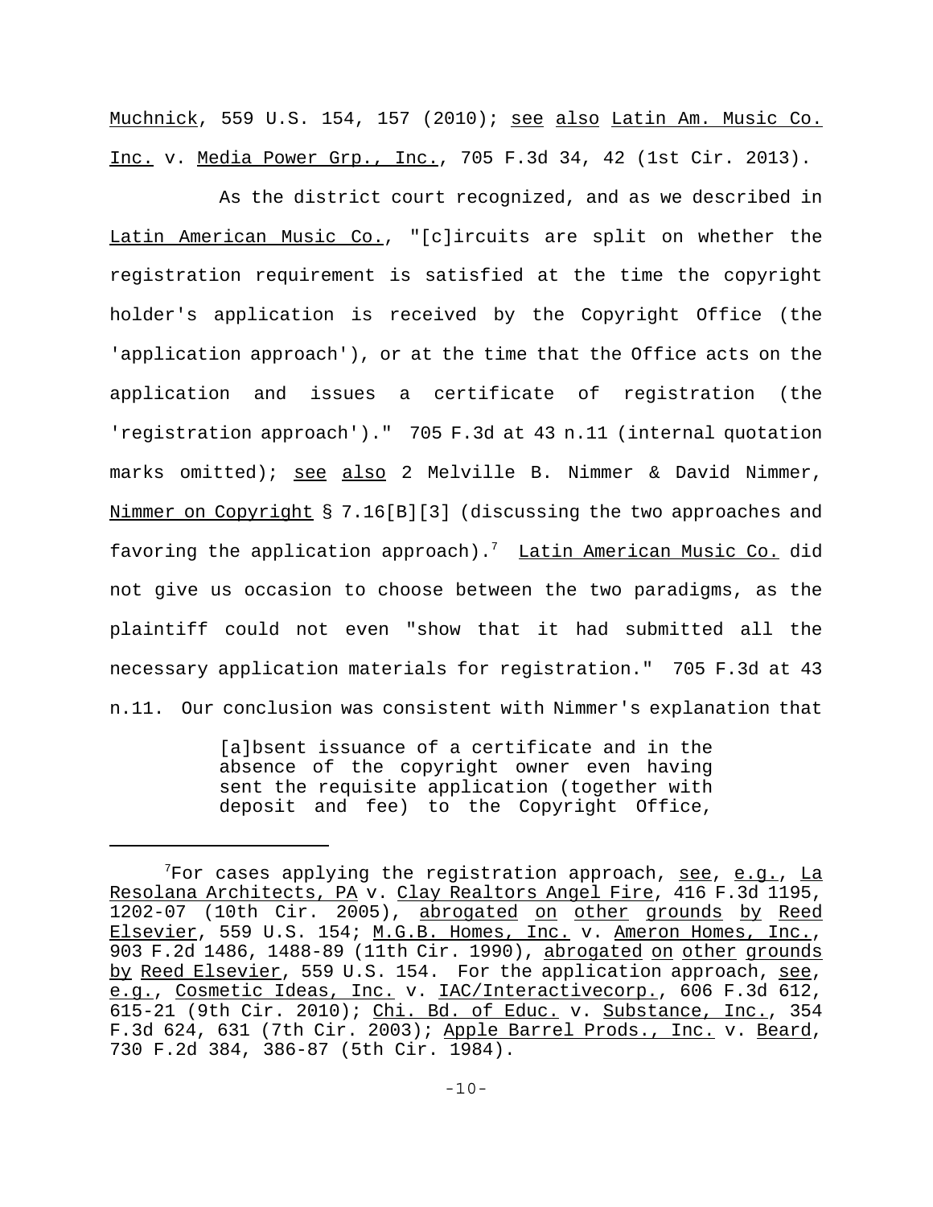Muchnick, 559 U.S. 154, 157 (2010); see also Latin Am. Music Co. Inc. v. Media Power Grp., Inc., 705 F.3d 34, 42 (1st Cir. 2013).

As the district court recognized, and as we described in Latin American Music Co., "[c]ircuits are split on whether the registration requirement is satisfied at the time the copyright holder's application is received by the Copyright Office (the 'application approach'), or at the time that the Office acts on the application and issues a certificate of registration (the 'registration approach')." 705 F.3d at 43 n.11 (internal quotation marks omitted); see also 2 Melville B. Nimmer & David Nimmer, Nimmer on Copyright § 7.16[B][3] (discussing the two approaches and favoring the application approach).[7] Latin American Music Co. did not give us occasion to choose between the two paradigms, as the plaintiff could not even "show that it had submitted all the necessary application materials for registration." 705 F.3d at 43 n.11. Our conclusion was consistent with Nimmer's explanation that

> [a]bsent issuance of a certificate and in the absence of the copyright owner even having sent the requisite application (together with deposit and fee) to the Copyright Office,

---

[7]For cases applying the registration approach, see, e.g., La Resolana Architects, PA v. Clay Realtors Angel Fire, 416 F.3d 1195, 1202-07 (10th Cir. 2005), abrogated on other grounds by Reed Elsevier, 559 U.S. 154; M.G.B. Homes, Inc. v. Ameron Homes, Inc., 903 F.2d 1486, 1488-89 (11th Cir. 1990), abrogated on other grounds by Reed Elsevier, 559 U.S. 154. For the application approach, see, e.g., Cosmetic Ideas, Inc. v. IAC/Interactivecorp., 606 F.3d 612, 615-21 (9th Cir. 2010); Chi. Bd. of Educ. v. Substance, Inc., 354 F.3d 624, 631 (7th Cir. 2003); Apple Barrel Prods., Inc. v. Beard, 730 F.2d 384, 386-87 (5th Cir. 1984).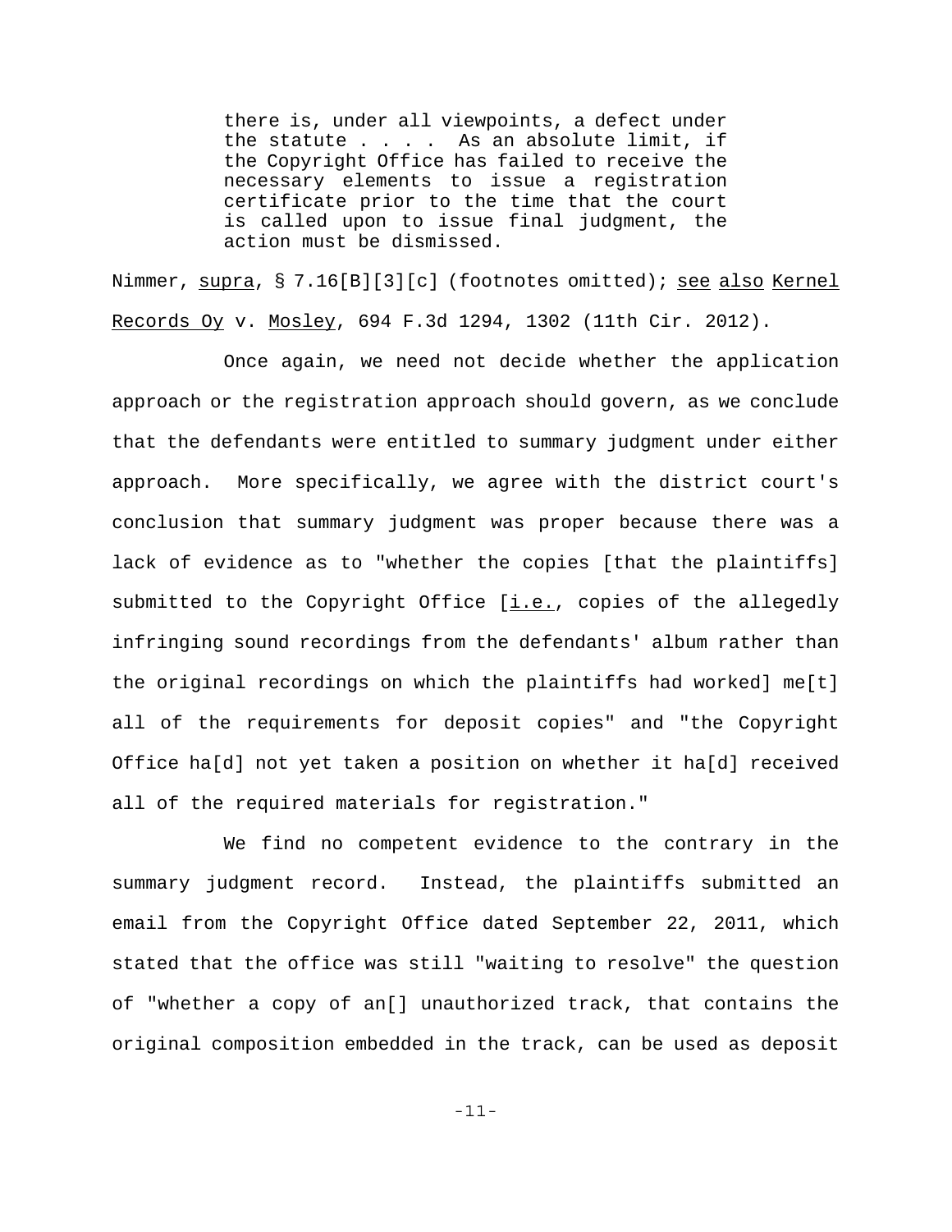> there is, under all viewpoints, a defect under the statute . . . . As an absolute limit, if the Copyright Office has failed to receive the necessary elements to issue a registration certificate prior to the time that the court is called upon to issue final judgment, the action must be dismissed.

Nimmer, supra, § 7.16[B][3][c] (footnotes omitted); see also Kernel Records Oy v. Mosley, 694 F.3d 1294, 1302 (11th Cir. 2012).

Once again, we need not decide whether the application approach or the registration approach should govern, as we conclude that the defendants were entitled to summary judgment under either approach. More specifically, we agree with the district court's conclusion that summary judgment was proper because there was a lack of evidence as to "whether the copies [that the plaintiffs] submitted to the Copyright Office [i.e., copies of the allegedly infringing sound recordings from the defendants' album rather than the original recordings on which the plaintiffs had worked] me[t] all of the requirements for deposit copies" and "the Copyright Office ha[d] not yet taken a position on whether it ha[d] received all of the required materials for registration."

We find no competent evidence to the contrary in the summary judgment record. Instead, the plaintiffs submitted an email from the Copyright Office dated September 22, 2011, which stated that the office was still "waiting to resolve" the question of "whether a copy of an[] unauthorized track, that contains the original composition embedded in the track, can be used as deposit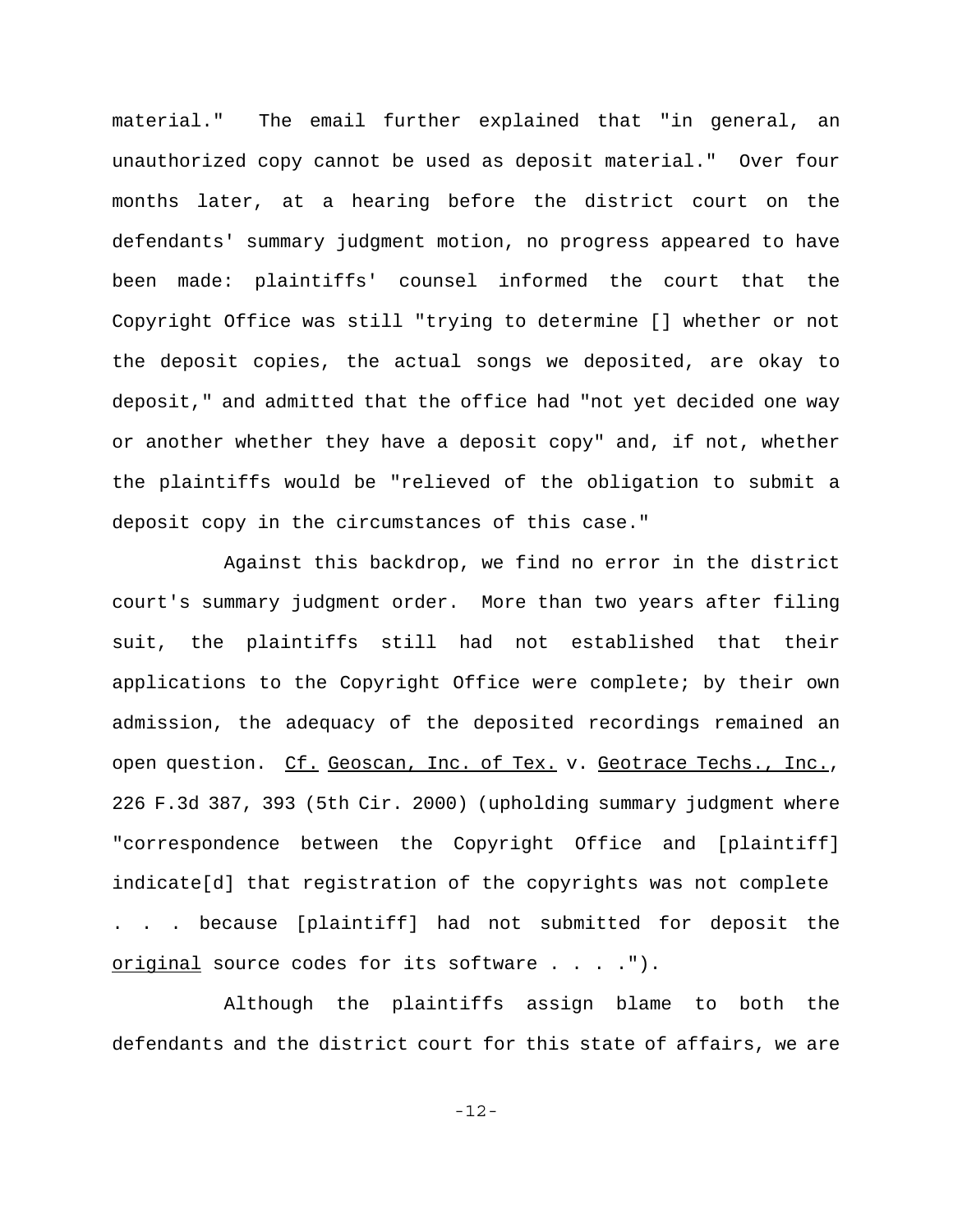material." The email further explained that "in general, an unauthorized copy cannot be used as deposit material." Over four months later, at a hearing before the district court on the defendants' summary judgment motion, no progress appeared to have been made: plaintiffs' counsel informed the court that the Copyright Office was still "trying to determine [] whether or not the deposit copies, the actual songs we deposited, are okay to deposit," and admitted that the office had "not yet decided one way or another whether they have a deposit copy" and, if not, whether the plaintiffs would be "relieved of the obligation to submit a deposit copy in the circumstances of this case."

Against this backdrop, we find no error in the district court's summary judgment order. More than two years after filing suit, the plaintiffs still had not established that their applications to the Copyright Office were complete; by their own admission, the adequacy of the deposited recordings remained an open question. _Cf._ _Geoscan, Inc. of Tex._ v. _Geotrace Techs., Inc._, 226 F.3d 387, 393 (5th Cir. 2000) (upholding summary judgment where "correspondence between the Copyright Office and [plaintiff] indicate[d] that registration of the copyrights was not complete . . . because [plaintiff] had not submitted for deposit the _original_ source codes for its software . . . .").

Although the plaintiffs assign blame to both the defendants and the district court for this state of affairs, we are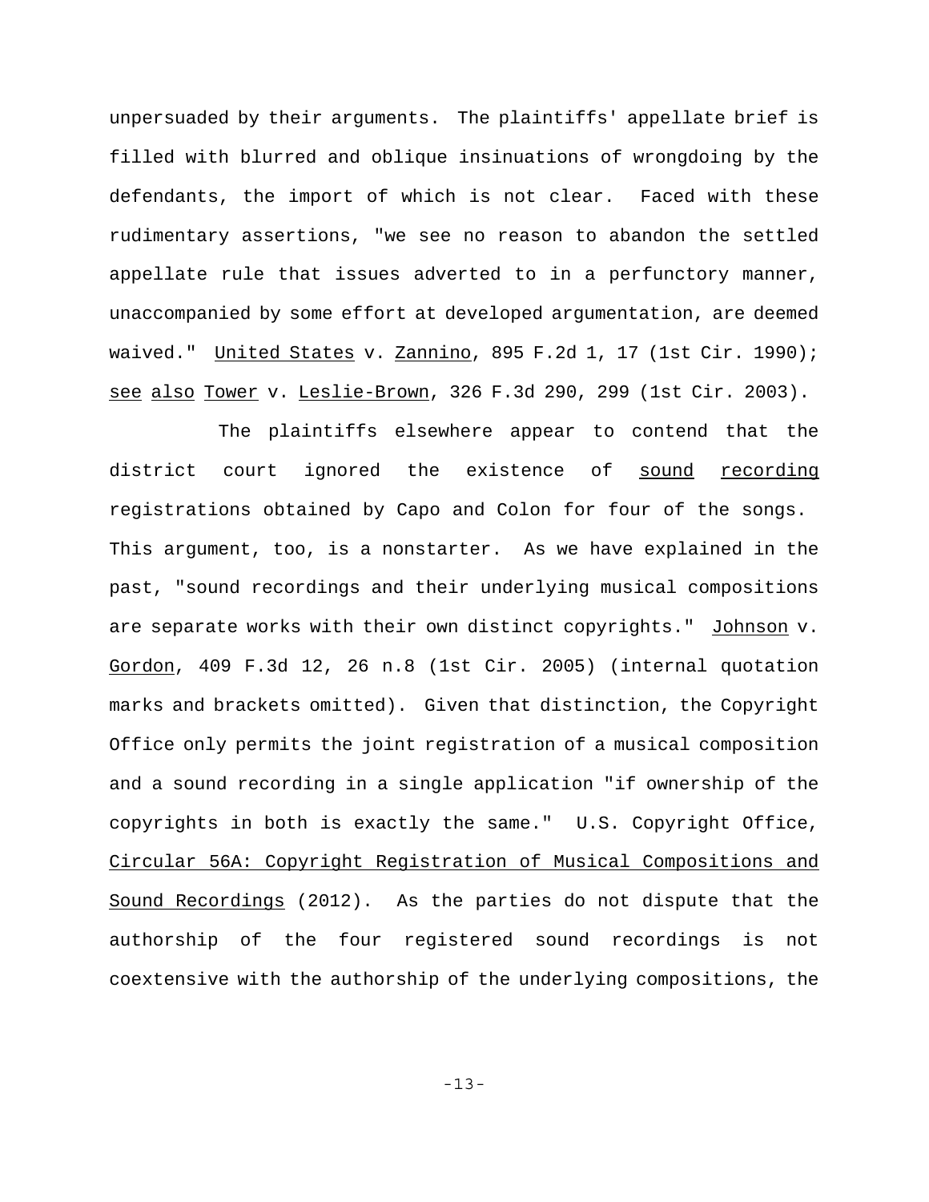unpersuaded by their arguments. The plaintiffs' appellate brief is filled with blurred and oblique insinuations of wrongdoing by the defendants, the import of which is not clear. Faced with these rudimentary assertions, "we see no reason to abandon the settled appellate rule that issues adverted to in a perfunctory manner, unaccompanied by some effort at developed argumentation, are deemed waived." United States v. Zannino, 895 F.2d 1, 17 (1st Cir. 1990); see also Tower v. Leslie-Brown, 326 F.3d 290, 299 (1st Cir. 2003).

The plaintiffs elsewhere appear to contend that the district court ignored the existence of sound recording registrations obtained by Capo and Colon for four of the songs. This argument, too, is a nonstarter. As we have explained in the past, "sound recordings and their underlying musical compositions are separate works with their own distinct copyrights." Johnson v. Gordon, 409 F.3d 12, 26 n.8 (1st Cir. 2005) (internal quotation marks and brackets omitted). Given that distinction, the Copyright Office only permits the joint registration of a musical composition and a sound recording in a single application "if ownership of the copyrights in both is exactly the same." U.S. Copyright Office, Circular 56A: Copyright Registration of Musical Compositions and Sound Recordings (2012). As the parties do not dispute that the authorship of the four registered sound recordings is not coextensive with the authorship of the underlying compositions, the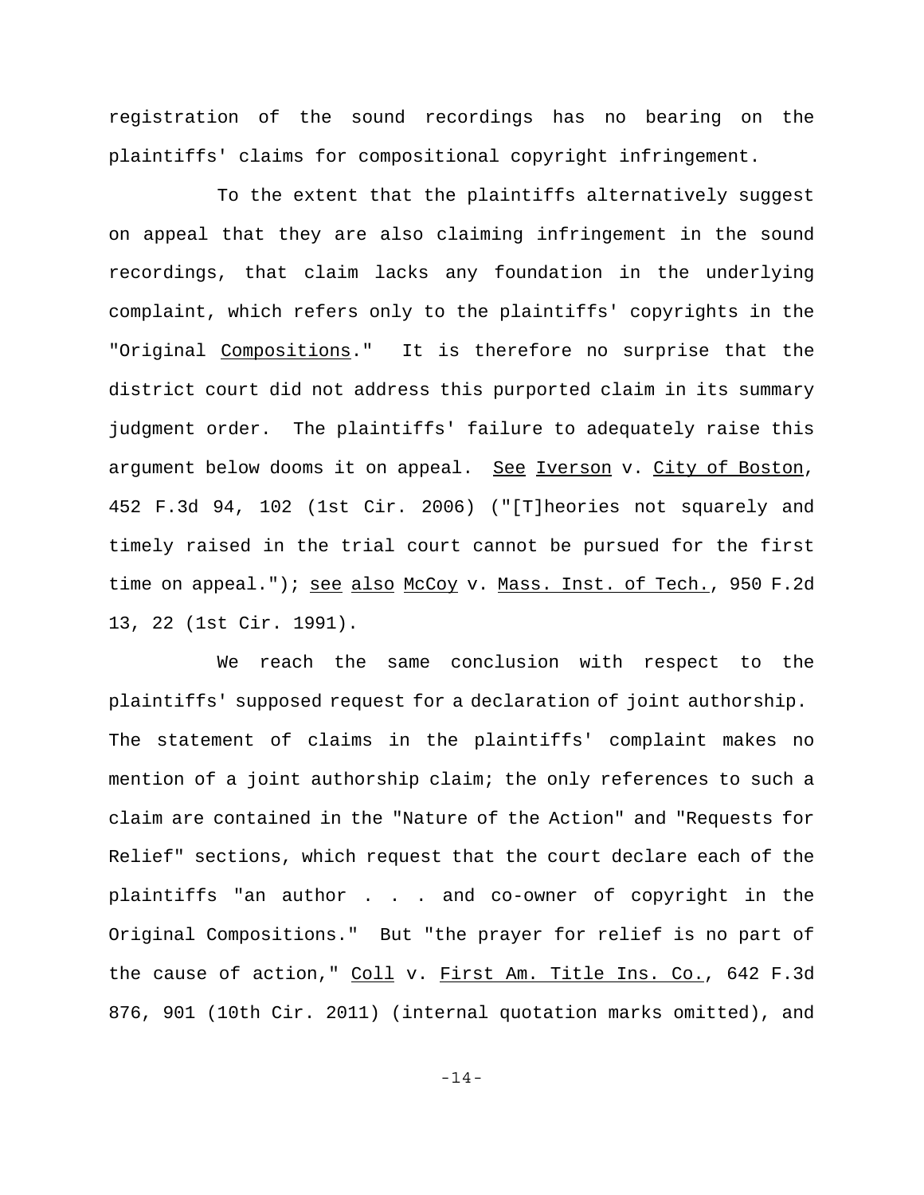registration of the sound recordings has no bearing on the plaintiffs' claims for compositional copyright infringement.

To the extent that the plaintiffs alternatively suggest on appeal that they are also claiming infringement in the sound recordings, that claim lacks any foundation in the underlying complaint, which refers only to the plaintiffs' copyrights in the "Original _Compositions_." It is therefore no surprise that the district court did not address this purported claim in its summary judgment order. The plaintiffs' failure to adequately raise this argument below dooms it on appeal. _See_ _Iverson_ v. _City of Boston_, 452 F.3d 94, 102 (1st Cir. 2006) ("[T]heories not squarely and timely raised in the trial court cannot be pursued for the first time on appeal."); _see also_ _McCoy_ v. _Mass. Inst. of Tech._, 950 F.2d 13, 22 (1st Cir. 1991).

We reach the same conclusion with respect to the plaintiffs' supposed request for a declaration of joint authorship. The statement of claims in the plaintiffs' complaint makes no mention of a joint authorship claim; the only references to such a claim are contained in the "Nature of the Action" and "Requests for Relief" sections, which request that the court declare each of the plaintiffs "an author . . . and co-owner of copyright in the Original Compositions." But "the prayer for relief is no part of the cause of action," _Coll_ v. _First Am. Title Ins. Co._, 642 F.3d 876, 901 (10th Cir. 2011) (internal quotation marks omitted), and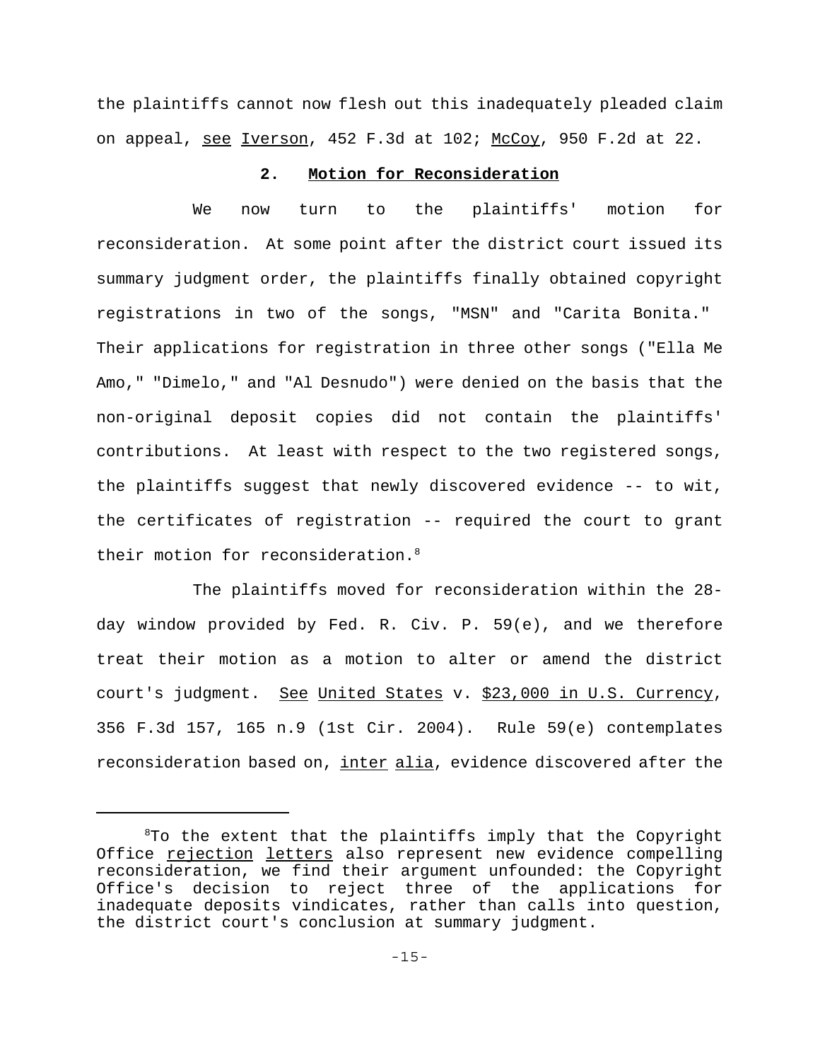the plaintiffs cannot now flesh out this inadequately pleaded claim on appeal, see Iverson, 452 F.3d at 102; McCoy, 950 F.2d at 22.

**2. Motion for Reconsideration**

We now turn to the plaintiffs' motion for reconsideration. At some point after the district court issued its summary judgment order, the plaintiffs finally obtained copyright registrations in two of the songs, "MSN" and "Carita Bonita." Their applications for registration in three other songs ("Ella Me Amo," "Dimelo," and "Al Desnudo") were denied on the basis that the non-original deposit copies did not contain the plaintiffs' contributions. At least with respect to the two registered songs, the plaintiffs suggest that newly discovered evidence -- to wit, the certificates of registration -- required the court to grant their motion for reconsideration.[8]

The plaintiffs moved for reconsideration within the 28-day window provided by Fed. R. Civ. P. 59(e), and we therefore treat their motion as a motion to alter or amend the district court's judgment. See United States v. $23,000 in U.S. Currency, 356 F.3d 157, 165 n.9 (1st Cir. 2004). Rule 59(e) contemplates reconsideration based on, inter alia, evidence discovered after the

---

[8] To the extent that the plaintiffs imply that the Copyright Office rejection letters also represent new evidence compelling reconsideration, we find their argument unfounded: the Copyright Office's decision to reject three of the applications for inadequate deposits vindicates, rather than calls into question, the district court's conclusion at summary judgment.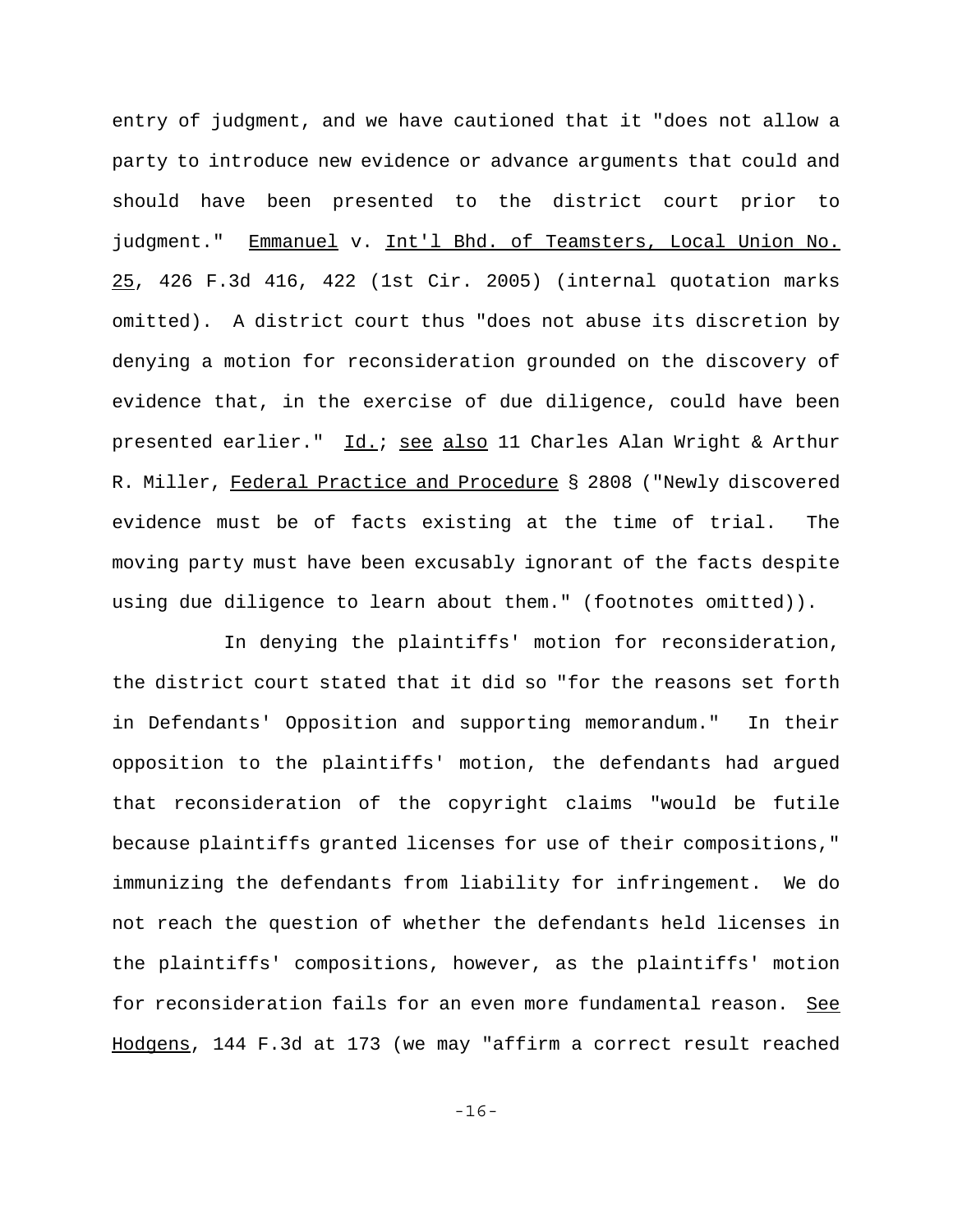entry of judgment, and we have cautioned that it "does not allow a party to introduce new evidence or advance arguments that could and should have been presented to the district court prior to judgment." Emmanuel v. Int'l Bhd. of Teamsters, Local Union No. 25, 426 F.3d 416, 422 (1st Cir. 2005) (internal quotation marks omitted). A district court thus "does not abuse its discretion by denying a motion for reconsideration grounded on the discovery of evidence that, in the exercise of due diligence, could have been presented earlier." Id.; see also 11 Charles Alan Wright & Arthur R. Miller, Federal Practice and Procedure § 2808 ("Newly discovered evidence must be of facts existing at the time of trial. The moving party must have been excusably ignorant of the facts despite using due diligence to learn about them." (footnotes omitted)).

In denying the plaintiffs' motion for reconsideration, the district court stated that it did so "for the reasons set forth in Defendants' Opposition and supporting memorandum." In their opposition to the plaintiffs' motion, the defendants had argued that reconsideration of the copyright claims "would be futile because plaintiffs granted licenses for use of their compositions," immunizing the defendants from liability for infringement. We do not reach the question of whether the defendants held licenses in the plaintiffs' compositions, however, as the plaintiffs' motion for reconsideration fails for an even more fundamental reason. See Hodgens, 144 F.3d at 173 (we may "affirm a correct result reached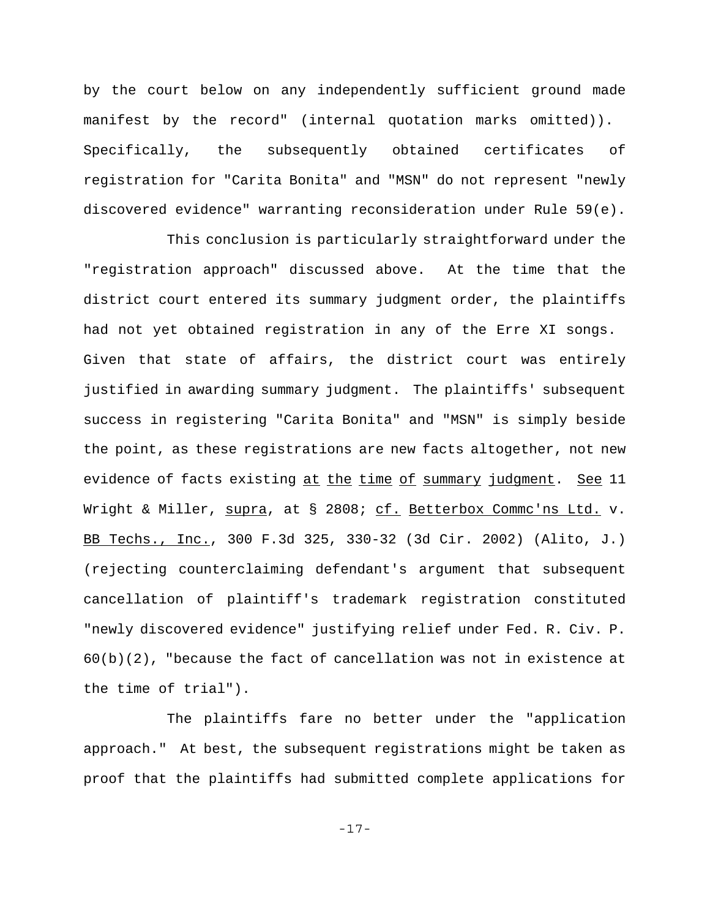by the court below on any independently sufficient ground made manifest by the record" (internal quotation marks omitted)). Specifically, the subsequently obtained certificates of registration for "Carita Bonita" and "MSN" do not represent "newly discovered evidence" warranting reconsideration under Rule 59(e).

This conclusion is particularly straightforward under the "registration approach" discussed above. At the time that the district court entered its summary judgment order, the plaintiffs had not yet obtained registration in any of the Erre XI songs. Given that state of affairs, the district court was entirely justified in awarding summary judgment. The plaintiffs' subsequent success in registering "Carita Bonita" and "MSN" is simply beside the point, as these registrations are new facts altogether, not new evidence of facts existing _at the time of summary judgment_. _See_ 11 Wright & Miller, _supra_, at § 2808; _cf._ _Betterbox Commc'ns Ltd._ v. _BB Techs., Inc._, 300 F.3d 325, 330-32 (3d Cir. 2002) (Alito, J.) (rejecting counterclaiming defendant's argument that subsequent cancellation of plaintiff's trademark registration constituted "newly discovered evidence" justifying relief under Fed. R. Civ. P. 60(b)(2), "because the fact of cancellation was not in existence at the time of trial").

The plaintiffs fare no better under the "application approach." At best, the subsequent registrations might be taken as proof that the plaintiffs had submitted complete applications for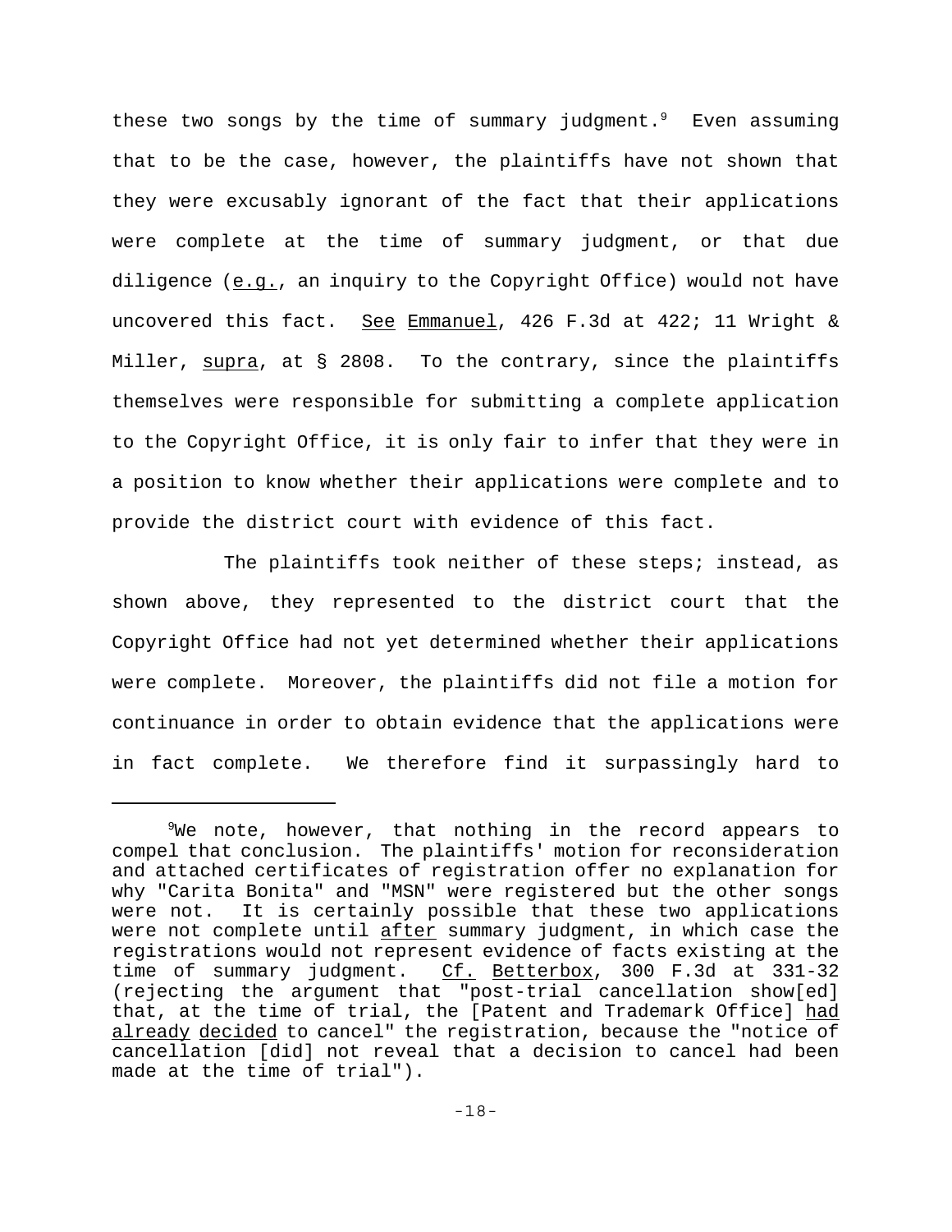these two songs by the time of summary judgment.[9] Even assuming that to be the case, however, the plaintiffs have not shown that they were excusably ignorant of the fact that their applications were complete at the time of summary judgment, or that due diligence (e.g., an inquiry to the Copyright Office) would not have uncovered this fact. See Emmanuel, 426 F.3d at 422; 11 Wright & Miller, supra, at § 2808. To the contrary, since the plaintiffs themselves were responsible for submitting a complete application to the Copyright Office, it is only fair to infer that they were in a position to know whether their applications were complete and to provide the district court with evidence of this fact.

The plaintiffs took neither of these steps; instead, as shown above, they represented to the district court that the Copyright Office had not yet determined whether their applications were complete. Moreover, the plaintiffs did not file a motion for continuance in order to obtain evidence that the applications were in fact complete. We therefore find it surpassingly hard to

---

[9] We note, however, that nothing in the record appears to compel that conclusion. The plaintiffs' motion for reconsideration and attached certificates of registration offer no explanation for why "Carita Bonita" and "MSN" were registered but the other songs were not. It is certainly possible that these two applications were not complete until after summary judgment, in which case the registrations would not represent evidence of facts existing at the time of summary judgment. Cf. Betterbox, 300 F.3d at 331-32 (rejecting the argument that "post-trial cancellation show[ed] that, at the time of trial, the [Patent and Trademark Office] had already decided to cancel" the registration, because the "notice of cancellation [did] not reveal that a decision to cancel had been made at the time of trial").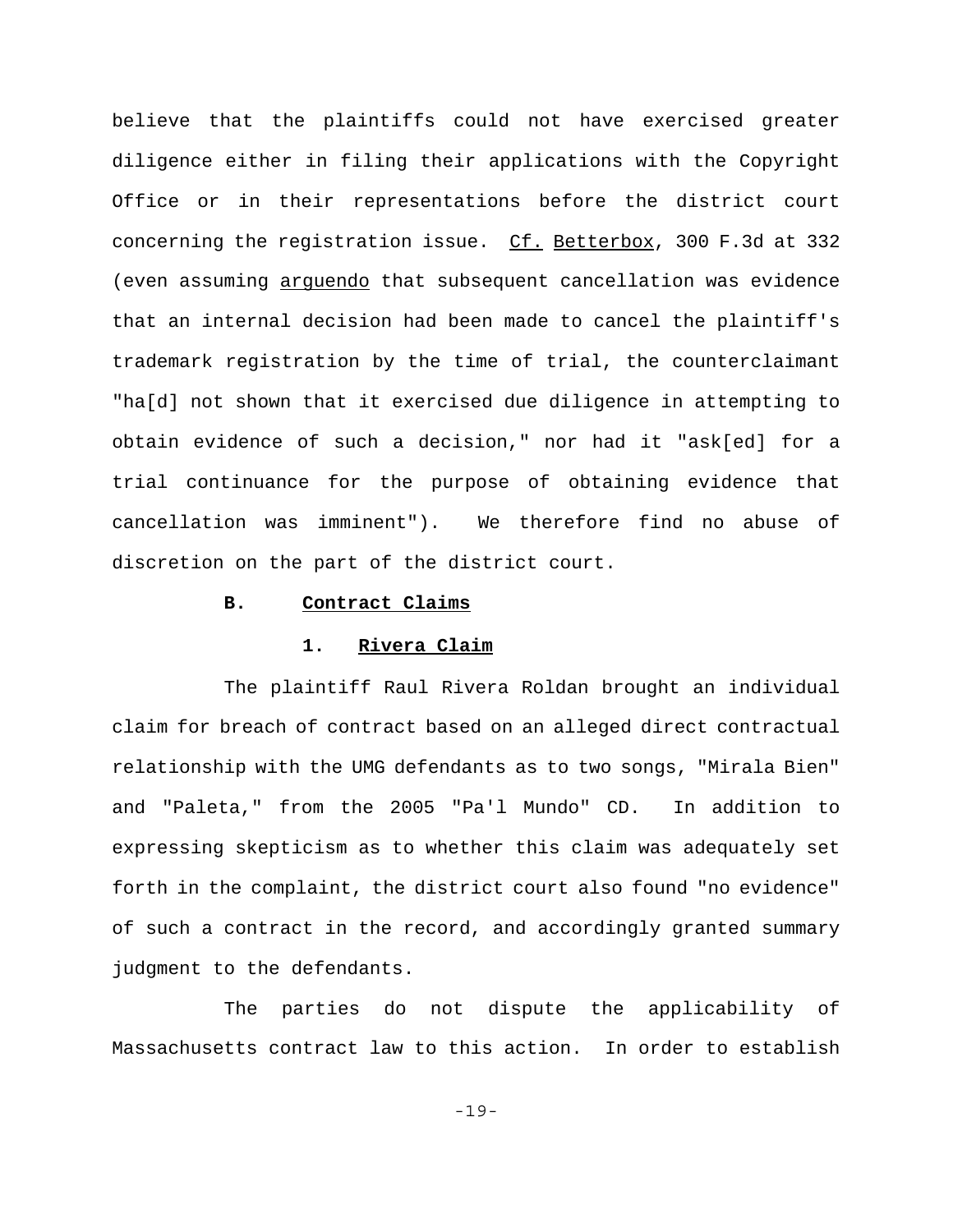believe that the plaintiffs could not have exercised greater diligence either in filing their applications with the Copyright Office or in their representations before the district court concerning the registration issue. _Cf._ _Betterbox_, 300 F.3d at 332 (even assuming _arguendo_ that subsequent cancellation was evidence that an internal decision had been made to cancel the plaintiff's trademark registration by the time of trial, the counterclaimant "ha[d] not shown that it exercised due diligence in attempting to obtain evidence of such a decision," nor had it "ask[ed] for a trial continuance for the purpose of obtaining evidence that cancellation was imminent"). We therefore find no abuse of discretion on the part of the district court.

### B. Contract Claims

#### 1. Rivera Claim

The plaintiff Raul Rivera Roldan brought an individual claim for breach of contract based on an alleged direct contractual relationship with the UMG defendants as to two songs, "Mirala Bien" and "Paleta," from the 2005 "Pa'l Mundo" CD. In addition to expressing skepticism as to whether this claim was adequately set forth in the complaint, the district court also found "no evidence" of such a contract in the record, and accordingly granted summary judgment to the defendants.

The parties do not dispute the applicability of Massachusetts contract law to this action. In order to establish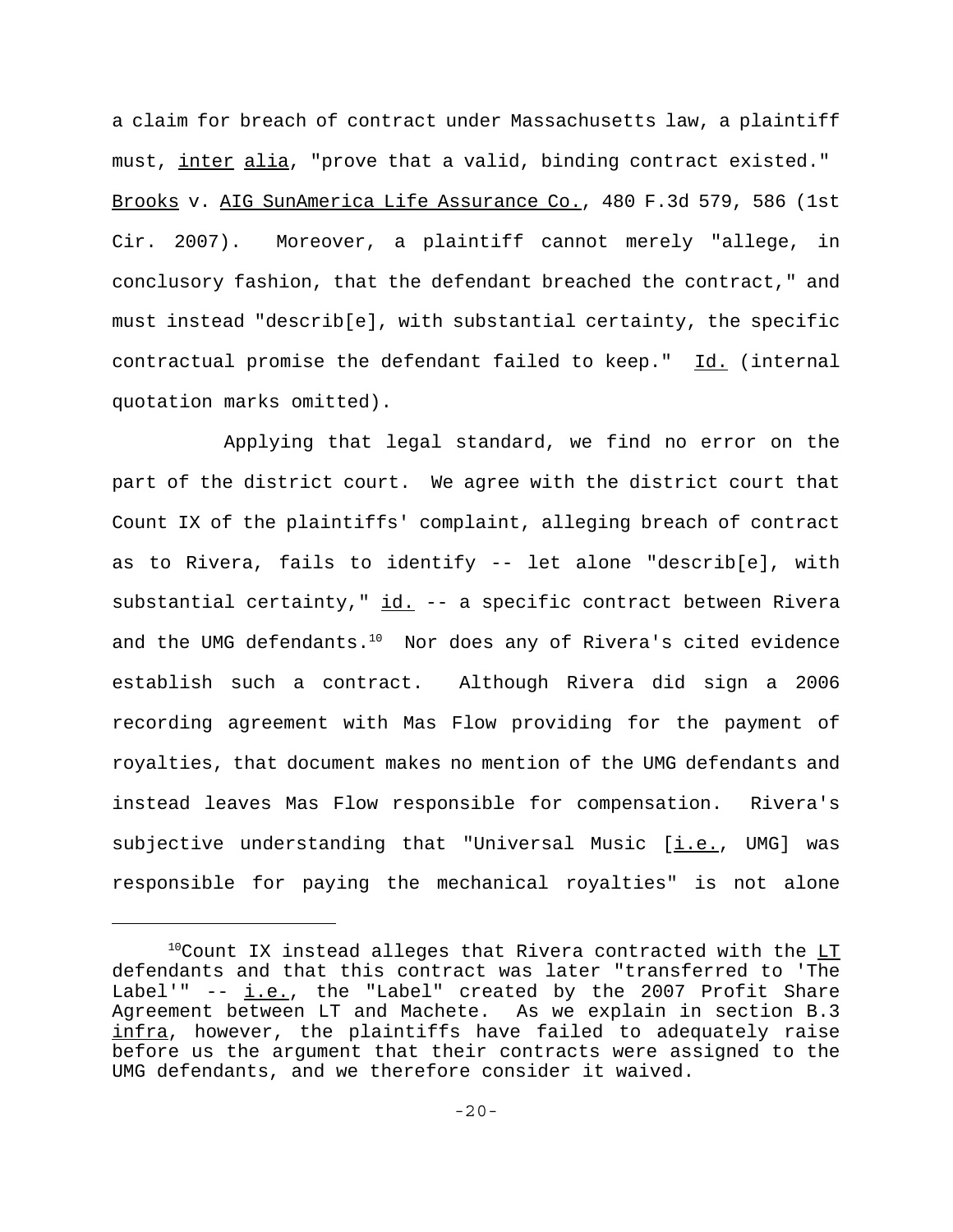a claim for breach of contract under Massachusetts law, a plaintiff must, *inter alia*, "prove that a valid, binding contract existed." *Brooks* v. *AIG SunAmerica Life Assurance Co.*, 480 F.3d 579, 586 (1st Cir. 2007). Moreover, a plaintiff cannot merely "allege, in conclusory fashion, that the defendant breached the contract," and must instead "describ[e], with substantial certainty, the specific contractual promise the defendant failed to keep." *Id.* (internal quotation marks omitted).

Applying that legal standard, we find no error on the part of the district court. We agree with the district court that Count IX of the plaintiffs' complaint, alleging breach of contract as to Rivera, fails to identify -- let alone "describ[e], with substantial certainty," *id.* -- a specific contract between Rivera and the UMG defendants.[10] Nor does any of Rivera's cited evidence establish such a contract. Although Rivera did sign a 2006 recording agreement with Mas Flow providing for the payment of royalties, that document makes no mention of the UMG defendants and instead leaves Mas Flow responsible for compensation. Rivera's subjective understanding that "Universal Music [*i.e.*, UMG] was responsible for paying the mechanical royalties" is not alone

---

[10] Count IX instead alleges that Rivera contracted with the *LT* defendants and that this contract was later "transferred to 'The Label'" -- *i.e.*, the "Label" created by the 2007 Profit Share Agreement between LT and Machete. As we explain in section B.3 *infra*, however, the plaintiffs have failed to adequately raise before us the argument that their contracts were assigned to the UMG defendants, and we therefore consider it waived.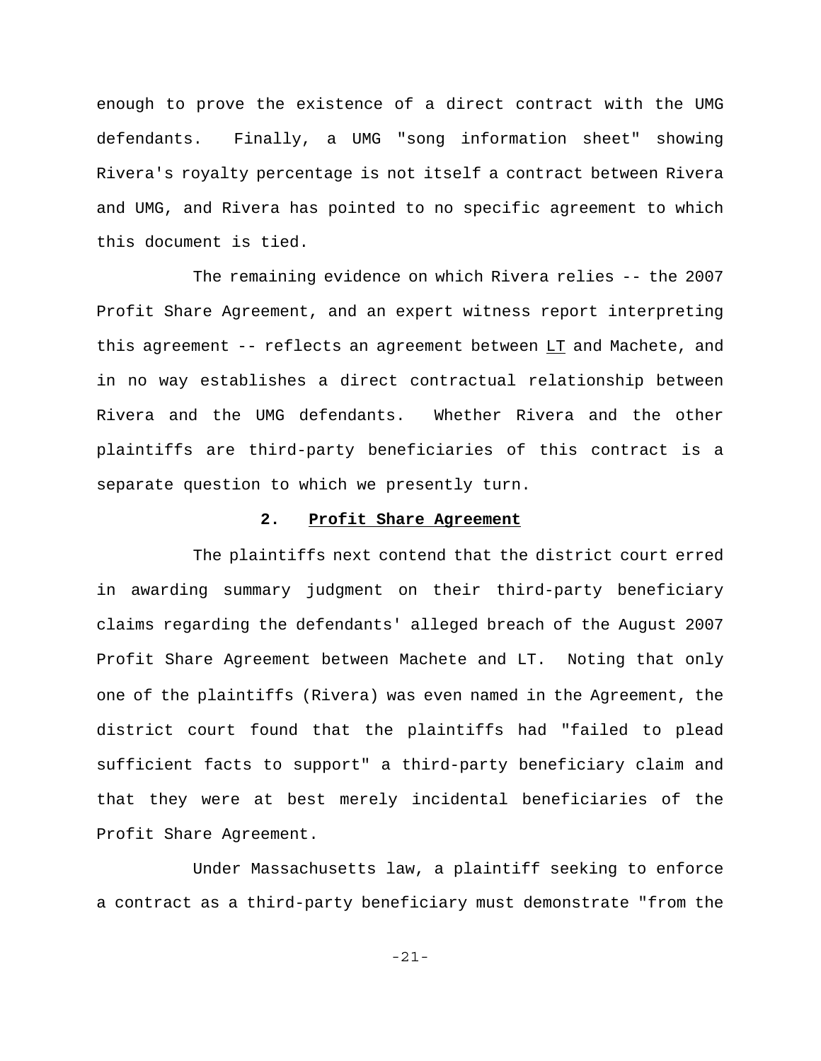enough to prove the existence of a direct contract with the UMG defendants. Finally, a UMG "song information sheet" showing Rivera's royalty percentage is not itself a contract between Rivera and UMG, and Rivera has pointed to no specific agreement to which this document is tied.

The remaining evidence on which Rivera relies -- the 2007 Profit Share Agreement, and an expert witness report interpreting this agreement -- reflects an agreement between <u>LT</u> and Machete, and in no way establishes a direct contractual relationship between Rivera and the UMG defendants. Whether Rivera and the other plaintiffs are third-party beneficiaries of this contract is a separate question to which we presently turn.

### 2. <u>Profit Share Agreement</u>

The plaintiffs next contend that the district court erred in awarding summary judgment on their third-party beneficiary claims regarding the defendants' alleged breach of the August 2007 Profit Share Agreement between Machete and LT. Noting that only one of the plaintiffs (Rivera) was even named in the Agreement, the district court found that the plaintiffs had "failed to plead sufficient facts to support" a third-party beneficiary claim and that they were at best merely incidental beneficiaries of the Profit Share Agreement.

Under Massachusetts law, a plaintiff seeking to enforce a contract as a third-party beneficiary must demonstrate "from the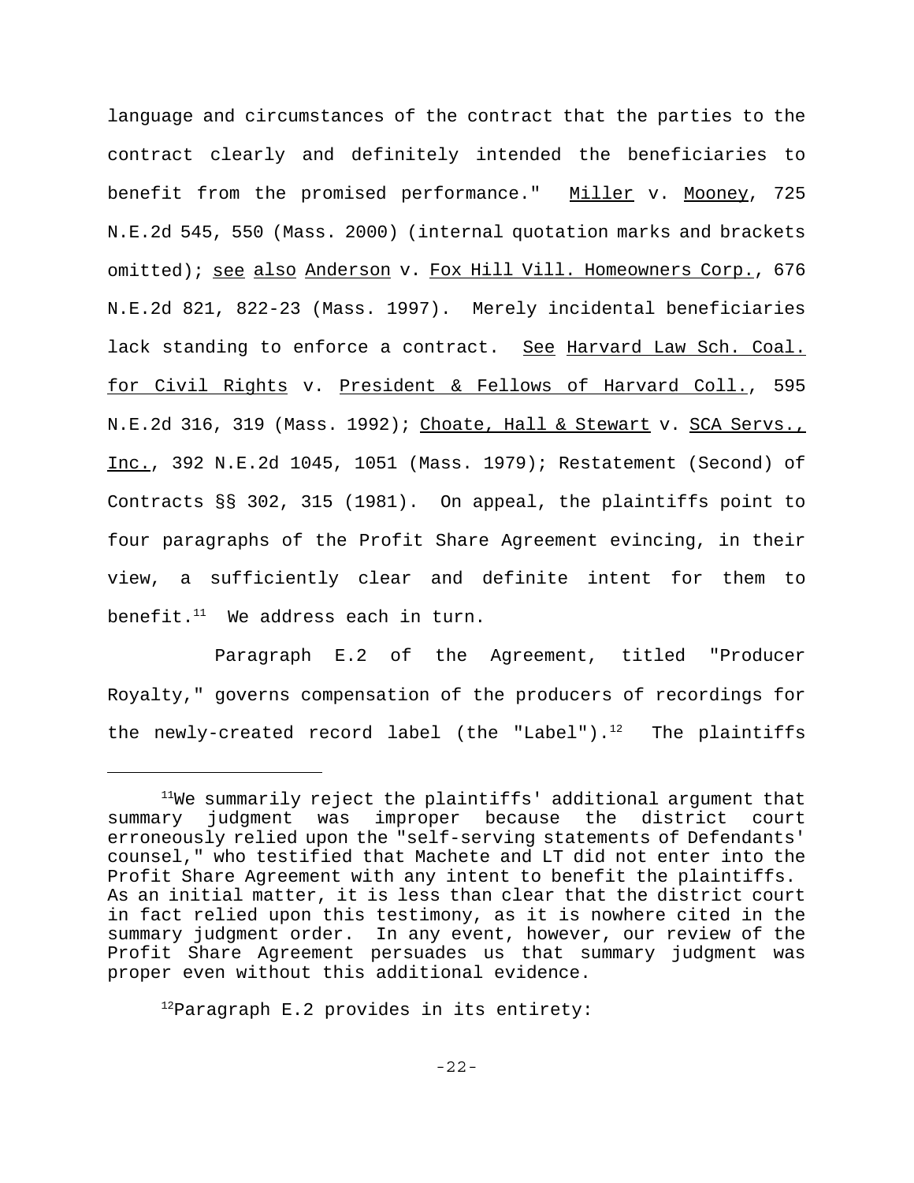language and circumstances of the contract that the parties to the contract clearly and definitely intended the beneficiaries to benefit from the promised performance." Miller v. Mooney, 725 N.E.2d 545, 550 (Mass. 2000) (internal quotation marks and brackets omitted); see also Anderson v. Fox Hill Vill. Homeowners Corp., 676 N.E.2d 821, 822-23 (Mass. 1997). Merely incidental beneficiaries lack standing to enforce a contract. See Harvard Law Sch. Coal. for Civil Rights v. President & Fellows of Harvard Coll., 595 N.E.2d 316, 319 (Mass. 1992); Choate, Hall & Stewart v. SCA Servs., Inc., 392 N.E.2d 1045, 1051 (Mass. 1979); Restatement (Second) of Contracts §§ 302, 315 (1981). On appeal, the plaintiffs point to four paragraphs of the Profit Share Agreement evincing, in their view, a sufficiently clear and definite intent for them to benefit.[11] We address each in turn.

Paragraph E.2 of the Agreement, titled "Producer Royalty," governs compensation of the producers of recordings for the newly-created record label (the "Label").[12] The plaintiffs

---

[11]We summarily reject the plaintiffs' additional argument that summary judgment was improper because the district court erroneously relied upon the "self-serving statements of Defendants' counsel," who testified that Machete and LT did not enter into the Profit Share Agreement with any intent to benefit the plaintiffs. As an initial matter, it is less than clear that the district court in fact relied upon this testimony, as it is nowhere cited in the summary judgment order. In any event, however, our review of the Profit Share Agreement persuades us that summary judgment was proper even without this additional evidence.

[12]Paragraph E.2 provides in its entirety: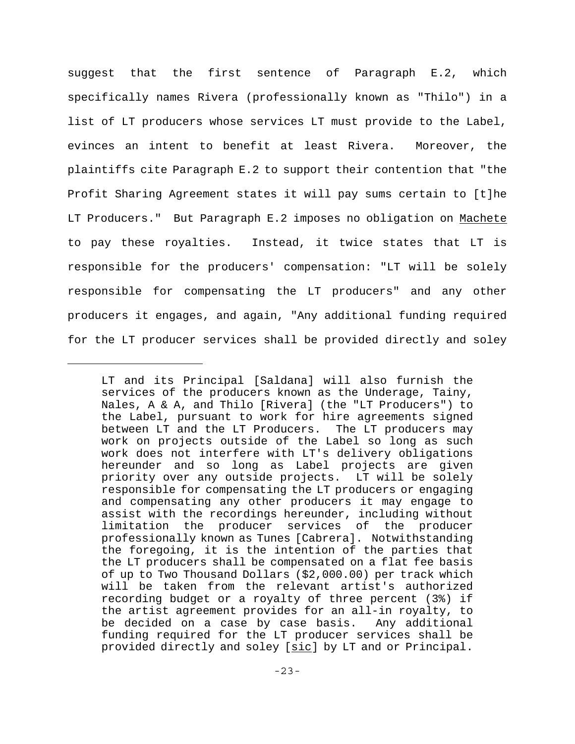suggest that the first sentence of Paragraph E.2, which specifically names Rivera (professionally known as "Thilo") in a list of LT producers whose services LT must provide to the Label, evinces an intent to benefit at least Rivera. Moreover, the plaintiffs cite Paragraph E.2 to support their contention that "the Profit Sharing Agreement states it will pay sums certain to [t]he LT Producers." But Paragraph E.2 imposes no obligation on Machete to pay these royalties. Instead, it twice states that LT is responsible for the producers' compensation: "LT will be solely responsible for compensating the LT producers" and any other producers it engages, and again, "Any additional funding required for the LT producer services shall be provided directly and soley

---

> LT and its Principal [Saldana] will also furnish the services of the producers known as the Underage, Tainy, Nales, A & A, and Thilo [Rivera] (the "LT Producers") to the Label, pursuant to work for hire agreements signed between LT and the LT Producers. The LT producers may work on projects outside of the Label so long as such work does not interfere with LT's delivery obligations hereunder and so long as Label projects are given priority over any outside projects. LT will be solely responsible for compensating the LT producers or engaging and compensating any other producers it may engage to assist with the recordings hereunder, including without limitation the producer services of the producer professionally known as Tunes [Cabrera]. Notwithstanding the foregoing, it is the intention of the parties that the LT producers shall be compensated on a flat fee basis of up to Two Thousand Dollars ($2,000.00) per track which will be taken from the relevant artist's authorized recording budget or a royalty of three percent (3%) if the artist agreement provides for an all-in royalty, to be decided on a case by case basis. Any additional funding required for the LT producer services shall be provided directly and soley [sic] by LT and or Principal.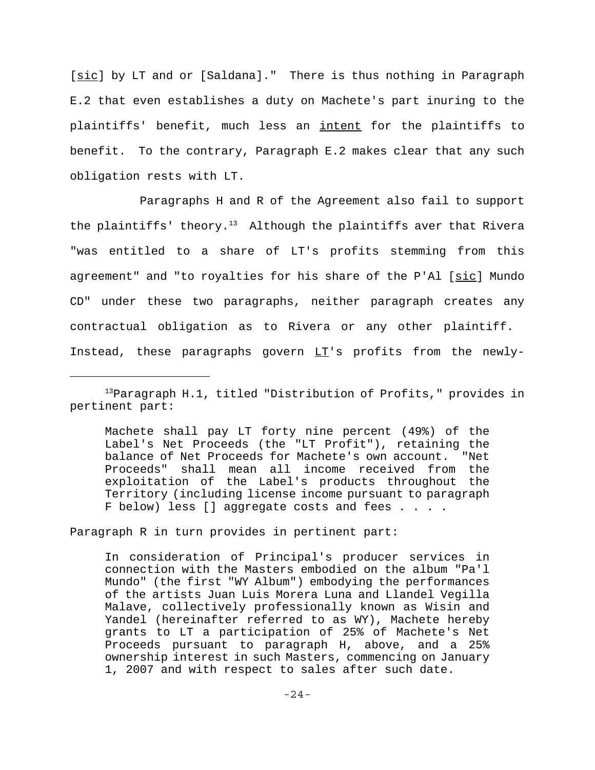[_sic_] by LT and or [Saldana]." There is thus nothing in Paragraph E.2 that even establishes a duty on Machete's part inuring to the plaintiffs' benefit, much less an _intent_ for the plaintiffs to benefit. To the contrary, Paragraph E.2 makes clear that any such obligation rests with LT.

Paragraphs H and R of the Agreement also fail to support the plaintiffs' theory.[13] Although the plaintiffs aver that Rivera "was entitled to a share of LT's profits stemming from this agreement" and "to royalties for his share of the P'Al [_sic_] Mundo CD" under these two paragraphs, neither paragraph creates any contractual obligation as to Rivera or any other plaintiff. Instead, these paragraphs govern _LT_'s profits from the newly-

---

[13]Paragraph H.1, titled "Distribution of Profits," provides in pertinent part:

> Machete shall pay LT forty nine percent (49%) of the Label's Net Proceeds (the "LT Profit"), retaining the balance of Net Proceeds for Machete's own account. "Net Proceeds" shall mean all income received from the exploitation of the Label's products throughout the Territory (including license income pursuant to paragraph F below) less [] aggregate costs and fees . . . .

Paragraph R in turn provides in pertinent part:

> In consideration of Principal's producer services in connection with the Masters embodied on the album "Pa'l Mundo" (the first "WY Album") embodying the performances of the artists Juan Luis Morera Luna and Llandel Vegilla Malave, collectively professionally known as Wisin and Yandel (hereinafter referred to as WY), Machete hereby grants to LT a participation of 25% of Machete's Net Proceeds pursuant to paragraph H, above, and a 25% ownership interest in such Masters, commencing on January 1, 2007 and with respect to sales after such date.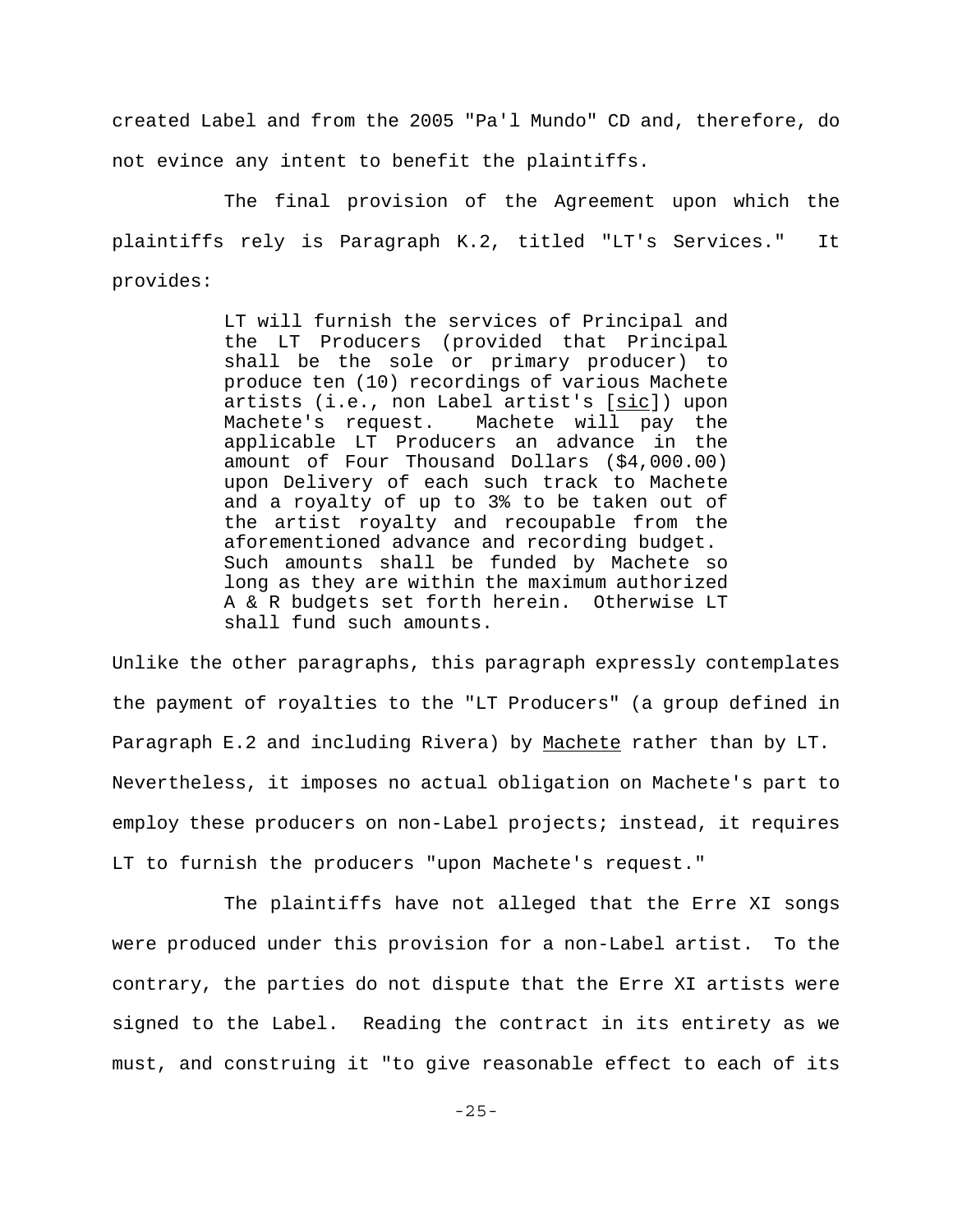created Label and from the 2005 "Pa'l Mundo" CD and, therefore, do not evince any intent to benefit the plaintiffs.

The final provision of the Agreement upon which the plaintiffs rely is Paragraph K.2, titled "LT's Services." It provides:

> LT will furnish the services of Principal and the LT Producers (provided that Principal shall be the sole or primary producer) to produce ten (10) recordings of various Machete artists (i.e., non Label artist's [<u>sic</u>]) upon Machete's request. Machete will pay the applicable LT Producers an advance in the amount of Four Thousand Dollars ($4,000.00) upon Delivery of each such track to Machete and a royalty of up to 3% to be taken out of the artist royalty and recoupable from the aforementioned advance and recording budget. Such amounts shall be funded by Machete so long as they are within the maximum authorized A & R budgets set forth herein. Otherwise LT shall fund such amounts.

Unlike the other paragraphs, this paragraph expressly contemplates the payment of royalties to the "LT Producers" (a group defined in Paragraph E.2 and including Rivera) by <u>Machete</u> rather than by LT. Nevertheless, it imposes no actual obligation on Machete's part to employ these producers on non-Label projects; instead, it requires LT to furnish the producers "upon Machete's request."

The plaintiffs have not alleged that the Erre XI songs were produced under this provision for a non-Label artist. To the contrary, the parties do not dispute that the Erre XI artists were signed to the Label. Reading the contract in its entirety as we must, and construing it "to give reasonable effect to each of its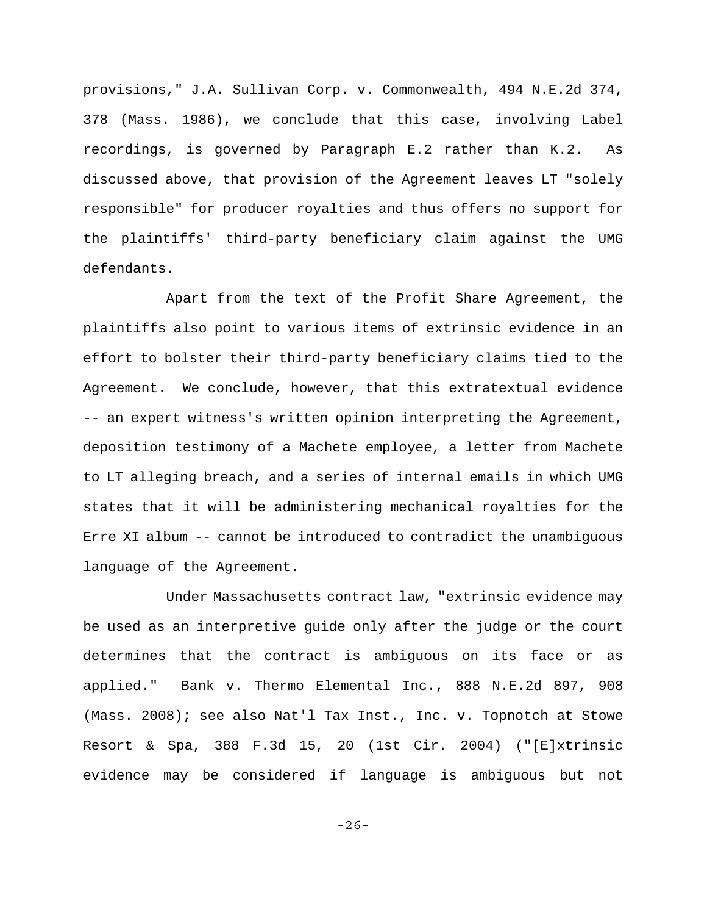provisions," _J.A. Sullivan Corp._ v. _Commonwealth_, 494 N.E.2d 374, 378 (Mass. 1986), we conclude that this case, involving Label recordings, is governed by Paragraph E.2 rather than K.2. As discussed above, that provision of the Agreement leaves LT "solely responsible" for producer royalties and thus offers no support for the plaintiffs' third-party beneficiary claim against the UMG defendants.

Apart from the text of the Profit Share Agreement, the plaintiffs also point to various items of extrinsic evidence in an effort to bolster their third-party beneficiary claims tied to the Agreement. We conclude, however, that this extratextual evidence -- an expert witness's written opinion interpreting the Agreement, deposition testimony of a Machete employee, a letter from Machete to LT alleging breach, and a series of internal emails in which UMG states that it will be administering mechanical royalties for the Erre XI album -- cannot be introduced to contradict the unambiguous language of the Agreement.

Under Massachusetts contract law, "extrinsic evidence may be used as an interpretive guide only after the judge or the court determines that the contract is ambiguous on its face or as applied." _Bank_ v. _Thermo Elemental Inc._, 888 N.E.2d 897, 908 (Mass. 2008); _see also_ _Nat'l Tax Inst., Inc._ v. _Topnotch at Stowe Resort & Spa_, 388 F.3d 15, 20 (1st Cir. 2004) ("[E]xtrinsic evidence may be considered if language is ambiguous but not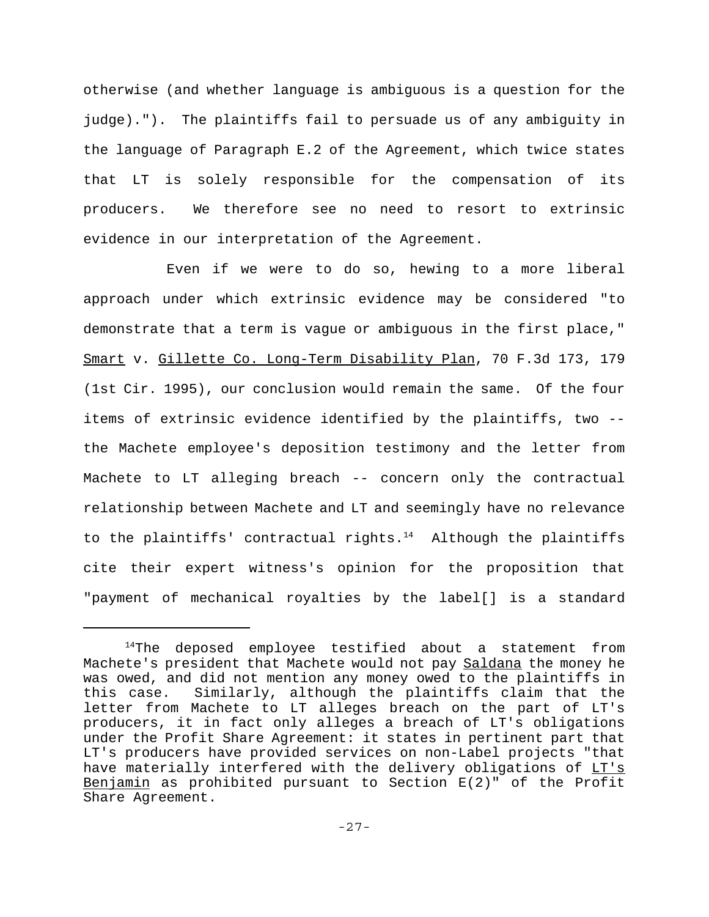otherwise (and whether language is ambiguous is a question for the judge)."). The plaintiffs fail to persuade us of any ambiguity in the language of Paragraph E.2 of the Agreement, which twice states that LT is solely responsible for the compensation of its producers. We therefore see no need to resort to extrinsic evidence in our interpretation of the Agreement.

Even if we were to do so, hewing to a more liberal approach under which extrinsic evidence may be considered "to demonstrate that a term is vague or ambiguous in the first place," Smart v. Gillette Co. Long-Term Disability Plan, 70 F.3d 173, 179 (1st Cir. 1995), our conclusion would remain the same. Of the four items of extrinsic evidence identified by the plaintiffs, two -- the Machete employee's deposition testimony and the letter from Machete to LT alleging breach -- concern only the contractual relationship between Machete and LT and seemingly have no relevance to the plaintiffs' contractual rights.[14] Although the plaintiffs cite their expert witness's opinion for the proposition that "payment of mechanical royalties by the label[] is a standard

---

[14]The deposed employee testified about a statement from Machete's president that Machete would not pay Saldana the money he was owed, and did not mention any money owed to the plaintiffs in this case. Similarly, although the plaintiffs claim that the letter from Machete to LT alleges breach on the part of LT's producers, it in fact only alleges a breach of LT's obligations under the Profit Share Agreement: it states in pertinent part that LT's producers have provided services on non-Label projects "that have materially interfered with the delivery obligations of LT's Benjamin as prohibited pursuant to Section E(2)" of the Profit Share Agreement.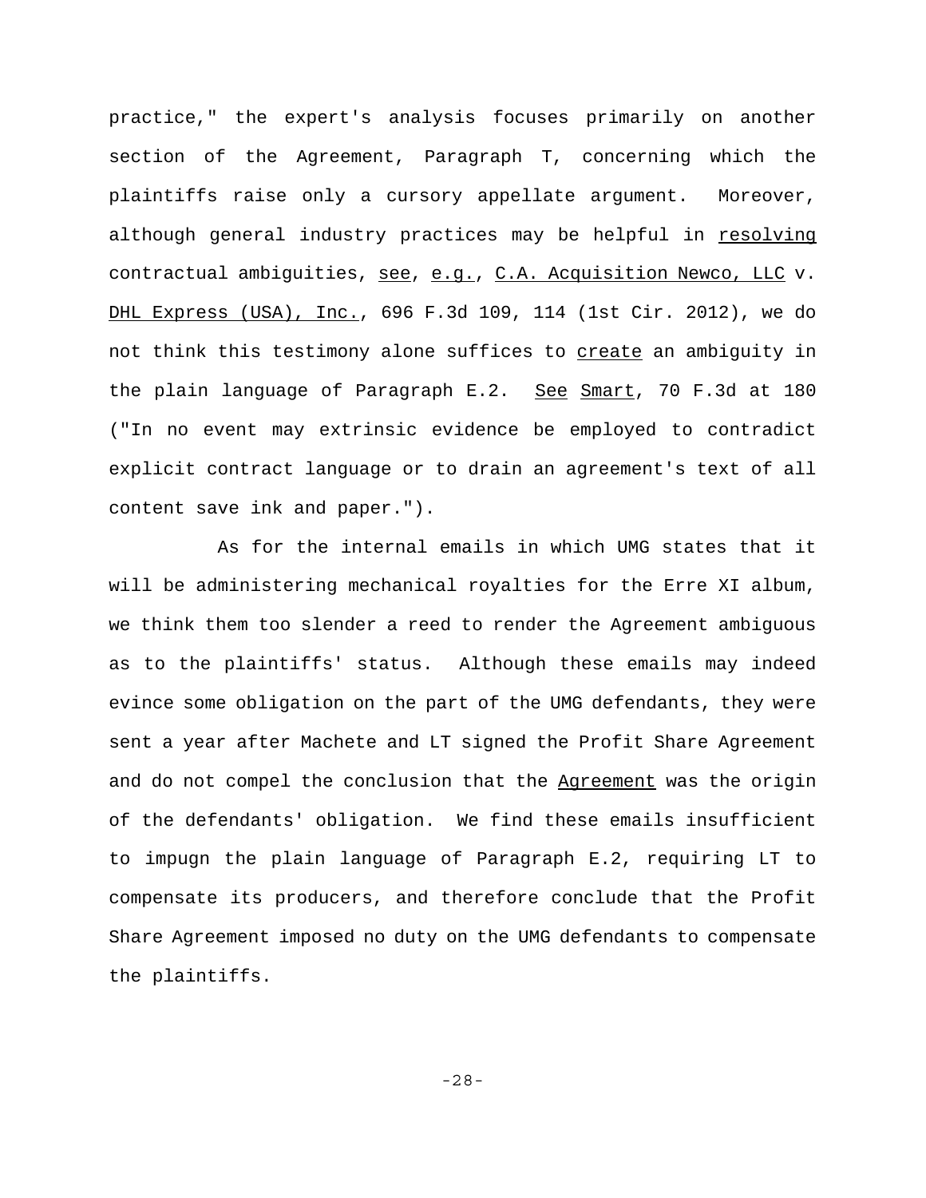practice," the expert's analysis focuses primarily on another section of the Agreement, Paragraph T, concerning which the plaintiffs raise only a cursory appellate argument. Moreover, although general industry practices may be helpful in _resolving_ contractual ambiguities, _see_, _e.g._, _C.A. Acquisition Newco, LLC_ v. _DHL Express (USA), Inc._, 696 F.3d 109, 114 (1st Cir. 2012), we do not think this testimony alone suffices to _create_ an ambiguity in the plain language of Paragraph E.2. _See_ _Smart_, 70 F.3d at 180 ("In no event may extrinsic evidence be employed to contradict explicit contract language or to drain an agreement's text of all content save ink and paper.").

As for the internal emails in which UMG states that it will be administering mechanical royalties for the Erre XI album, we think them too slender a reed to render the Agreement ambiguous as to the plaintiffs' status. Although these emails may indeed evince some obligation on the part of the UMG defendants, they were sent a year after Machete and LT signed the Profit Share Agreement and do not compel the conclusion that the _Agreement_ was the origin of the defendants' obligation. We find these emails insufficient to impugn the plain language of Paragraph E.2, requiring LT to compensate its producers, and therefore conclude that the Profit Share Agreement imposed no duty on the UMG defendants to compensate the plaintiffs.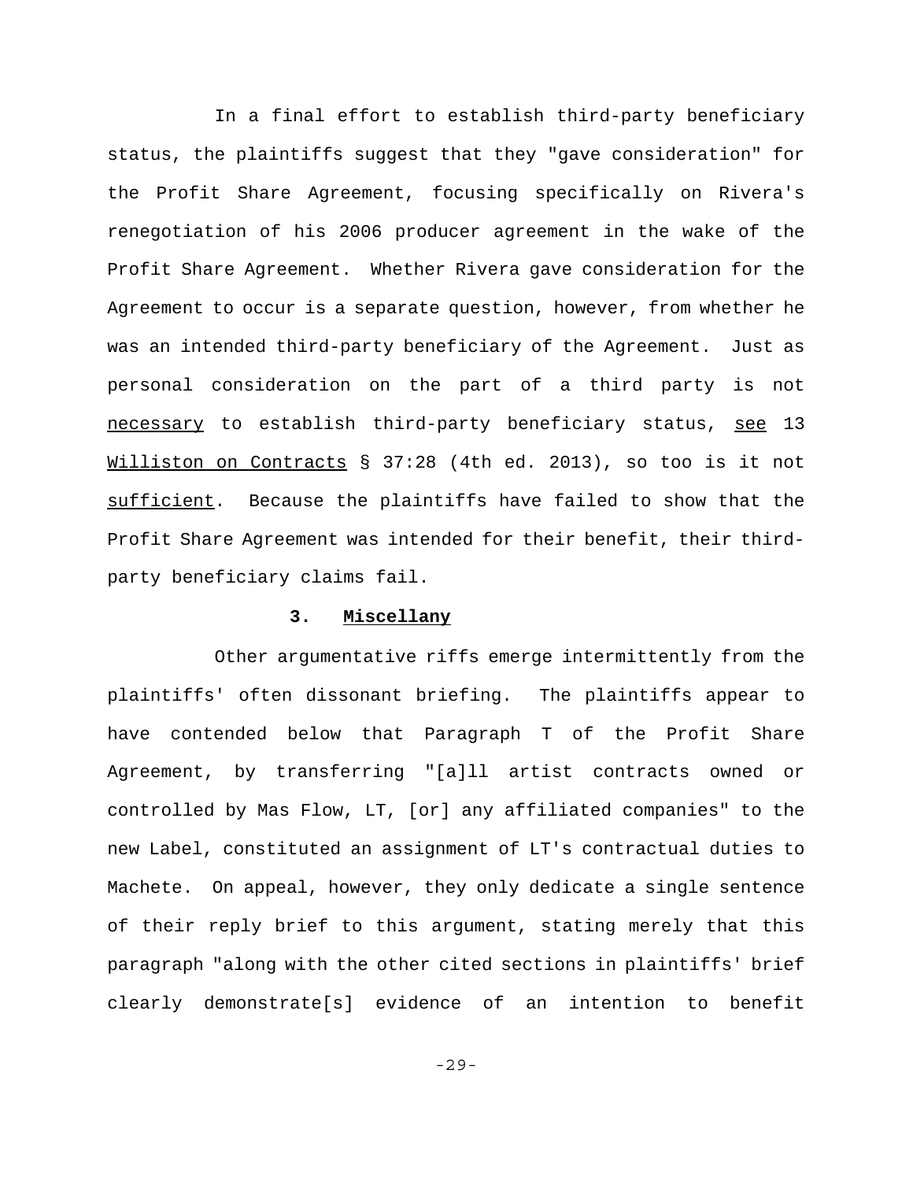In a final effort to establish third-party beneficiary status, the plaintiffs suggest that they "gave consideration" for the Profit Share Agreement, focusing specifically on Rivera's renegotiation of his 2006 producer agreement in the wake of the Profit Share Agreement. Whether Rivera gave consideration for the Agreement to occur is a separate question, however, from whether he was an intended third-party beneficiary of the Agreement. Just as personal consideration on the part of a third party is not necessary to establish third-party beneficiary status, see 13 Williston on Contracts § 37:28 (4th ed. 2013), so too is it not sufficient. Because the plaintiffs have failed to show that the Profit Share Agreement was intended for their benefit, their third-party beneficiary claims fail.

### 3. Miscellany

Other argumentative riffs emerge intermittently from the plaintiffs' often dissonant briefing. The plaintiffs appear to have contended below that Paragraph T of the Profit Share Agreement, by transferring "[a]ll artist contracts owned or controlled by Mas Flow, LT, [or] any affiliated companies" to the new Label, constituted an assignment of LT's contractual duties to Machete. On appeal, however, they only dedicate a single sentence of their reply brief to this argument, stating merely that this paragraph "along with the other cited sections in plaintiffs' brief clearly demonstrate[s] evidence of an intention to benefit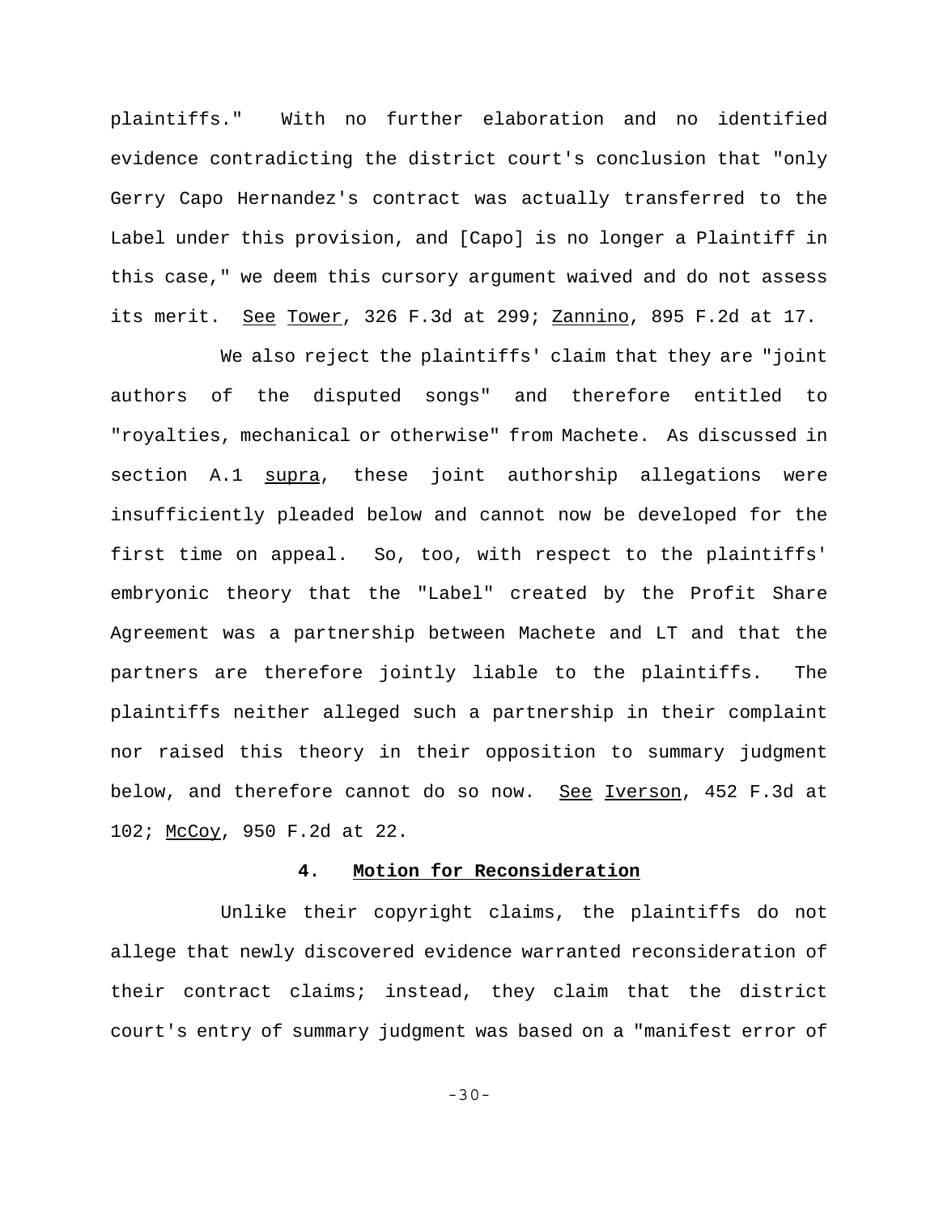plaintiffs." With no further elaboration and no identified evidence contradicting the district court's conclusion that "only Gerry Capo Hernandez's contract was actually transferred to the Label under this provision, and [Capo] is no longer a Plaintiff in this case," we deem this cursory argument waived and do not assess its merit. See Tower, 326 F.3d at 299; Zannino, 895 F.2d at 17.

We also reject the plaintiffs' claim that they are "joint authors of the disputed songs" and therefore entitled to "royalties, mechanical or otherwise" from Machete. As discussed in section A.1 supra, these joint authorship allegations were insufficiently pleaded below and cannot now be developed for the first time on appeal. So, too, with respect to the plaintiffs' embryonic theory that the "Label" created by the Profit Share Agreement was a partnership between Machete and LT and that the partners are therefore jointly liable to the plaintiffs. The plaintiffs neither alleged such a partnership in their complaint nor raised this theory in their opposition to summary judgment below, and therefore cannot do so now. See Iverson, 452 F.3d at 102; McCoy, 950 F.2d at 22.

#### 4. Motion for Reconsideration

Unlike their copyright claims, the plaintiffs do not allege that newly discovered evidence warranted reconsideration of their contract claims; instead, they claim that the district court's entry of summary judgment was based on a "manifest error of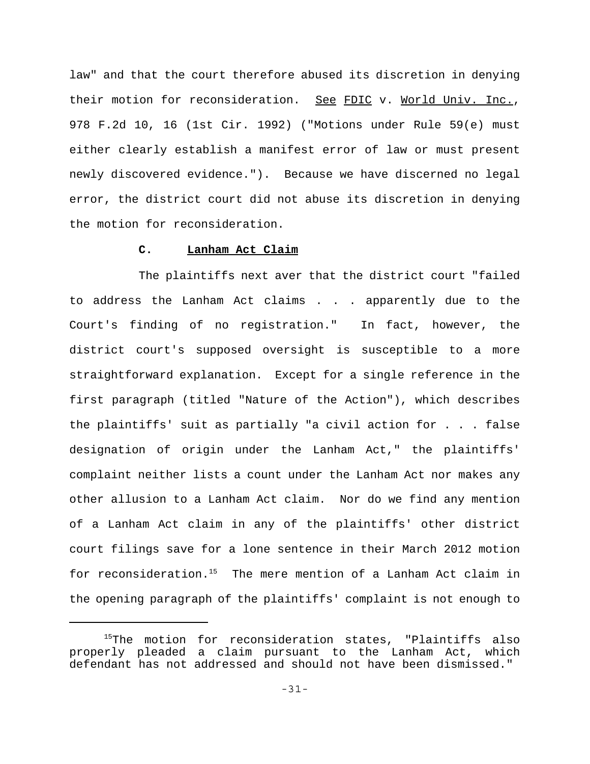law" and that the court therefore abused its discretion in denying their motion for reconsideration. See FDIC v. World Univ. Inc., 978 F.2d 10, 16 (1st Cir. 1992) ("Motions under Rule 59(e) must either clearly establish a manifest error of law or must present newly discovered evidence."). Because we have discerned no legal error, the district court did not abuse its discretion in denying the motion for reconsideration.

### C. Lanham Act Claim

The plaintiffs next aver that the district court "failed to address the Lanham Act claims . . . apparently due to the Court's finding of no registration." In fact, however, the district court's supposed oversight is susceptible to a more straightforward explanation. Except for a single reference in the first paragraph (titled "Nature of the Action"), which describes the plaintiffs' suit as partially "a civil action for . . . false designation of origin under the Lanham Act," the plaintiffs' complaint neither lists a count under the Lanham Act nor makes any other allusion to a Lanham Act claim. Nor do we find any mention of a Lanham Act claim in any of the plaintiffs' other district court filings save for a lone sentence in their March 2012 motion for reconsideration.[15] The mere mention of a Lanham Act claim in the opening paragraph of the plaintiffs' complaint is not enough to

---

[15] The motion for reconsideration states, "Plaintiffs also properly pleaded a claim pursuant to the Lanham Act, which defendant has not addressed and should not have been dismissed."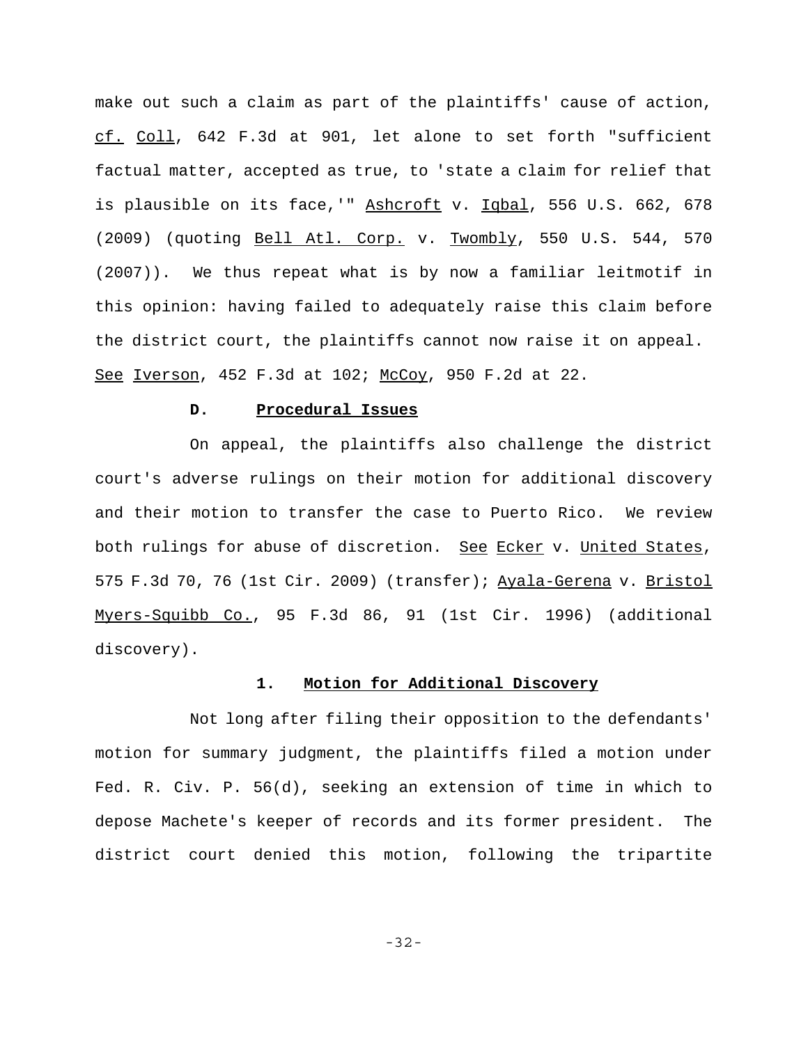make out such a claim as part of the plaintiffs' cause of action, cf. Coll, 642 F.3d at 901, let alone to set forth "sufficient factual matter, accepted as true, to 'state a claim for relief that is plausible on its face,'" Ashcroft v. Iqbal, 556 U.S. 662, 678 (2009) (quoting Bell Atl. Corp. v. Twombly, 550 U.S. 544, 570 (2007)). We thus repeat what is by now a familiar leitmotif in this opinion: having failed to adequately raise this claim before the district court, the plaintiffs cannot now raise it on appeal. See Iverson, 452 F.3d at 102; McCoy, 950 F.2d at 22.

### D. Procedural Issues

On appeal, the plaintiffs also challenge the district court's adverse rulings on their motion for additional discovery and their motion to transfer the case to Puerto Rico. We review both rulings for abuse of discretion. See Ecker v. United States, 575 F.3d 70, 76 (1st Cir. 2009) (transfer); Ayala-Gerena v. Bristol Myers-Squibb Co., 95 F.3d 86, 91 (1st Cir. 1996) (additional discovery).

#### 1. Motion for Additional Discovery

Not long after filing their opposition to the defendants' motion for summary judgment, the plaintiffs filed a motion under Fed. R. Civ. P. 56(d), seeking an extension of time in which to depose Machete's keeper of records and its former president. The district court denied this motion, following the tripartite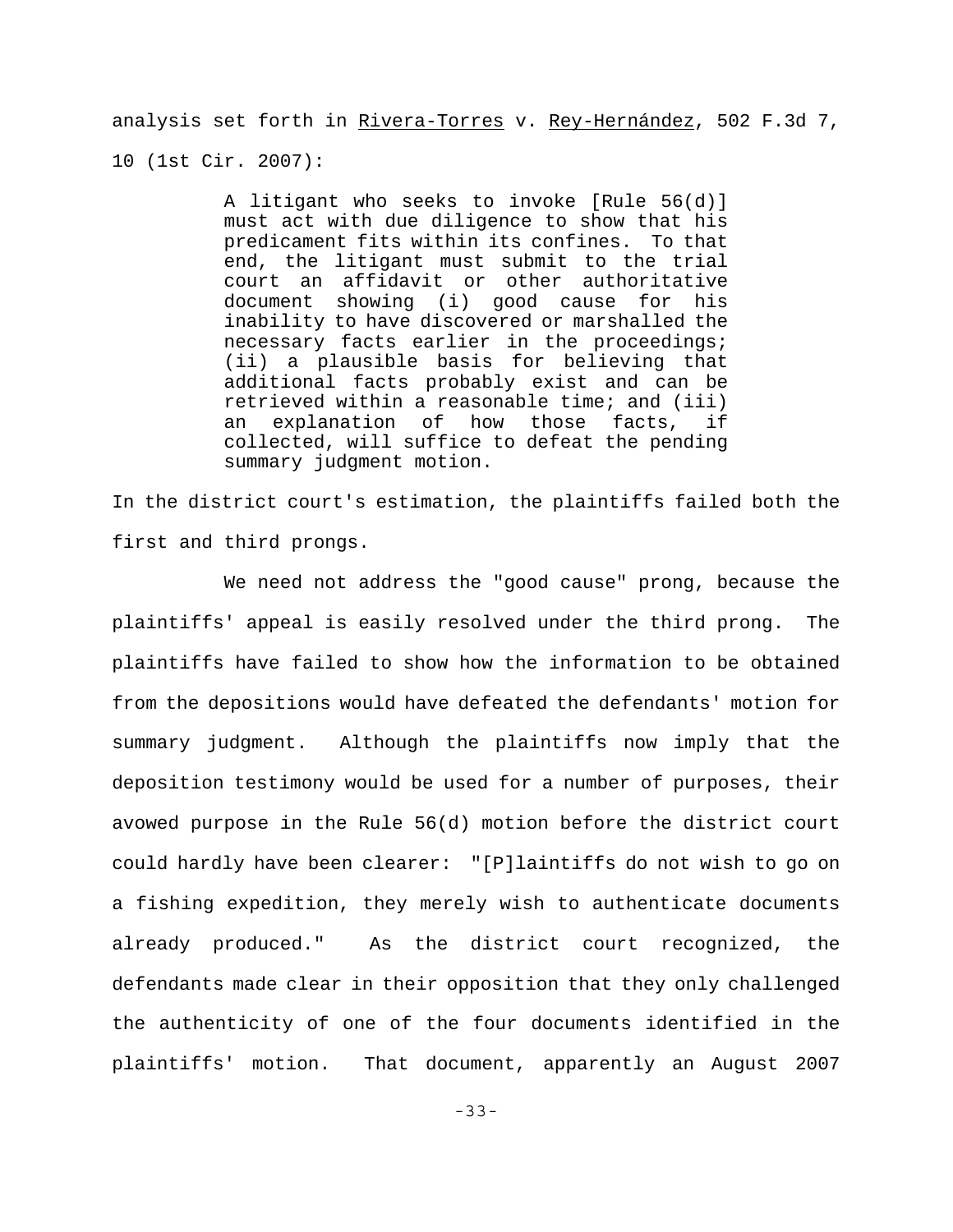analysis set forth in Rivera-Torres v. Rey-Hernández, 502 F.3d 7, 10 (1st Cir. 2007):

> A litigant who seeks to invoke [Rule 56(d)] must act with due diligence to show that his predicament fits within its confines. To that end, the litigant must submit to the trial court an affidavit or other authoritative document showing (i) good cause for his inability to have discovered or marshalled the necessary facts earlier in the proceedings; (ii) a plausible basis for believing that additional facts probably exist and can be retrieved within a reasonable time; and (iii) an explanation of how those facts, if collected, will suffice to defeat the pending summary judgment motion.

In the district court's estimation, the plaintiffs failed both the first and third prongs.

We need not address the "good cause" prong, because the plaintiffs' appeal is easily resolved under the third prong. The plaintiffs have failed to show how the information to be obtained from the depositions would have defeated the defendants' motion for summary judgment. Although the plaintiffs now imply that the deposition testimony would be used for a number of purposes, their avowed purpose in the Rule 56(d) motion before the district court could hardly have been clearer: "[P]laintiffs do not wish to go on a fishing expedition, they merely wish to authenticate documents already produced." As the district court recognized, the defendants made clear in their opposition that they only challenged the authenticity of one of the four documents identified in the plaintiffs' motion. That document, apparently an August 2007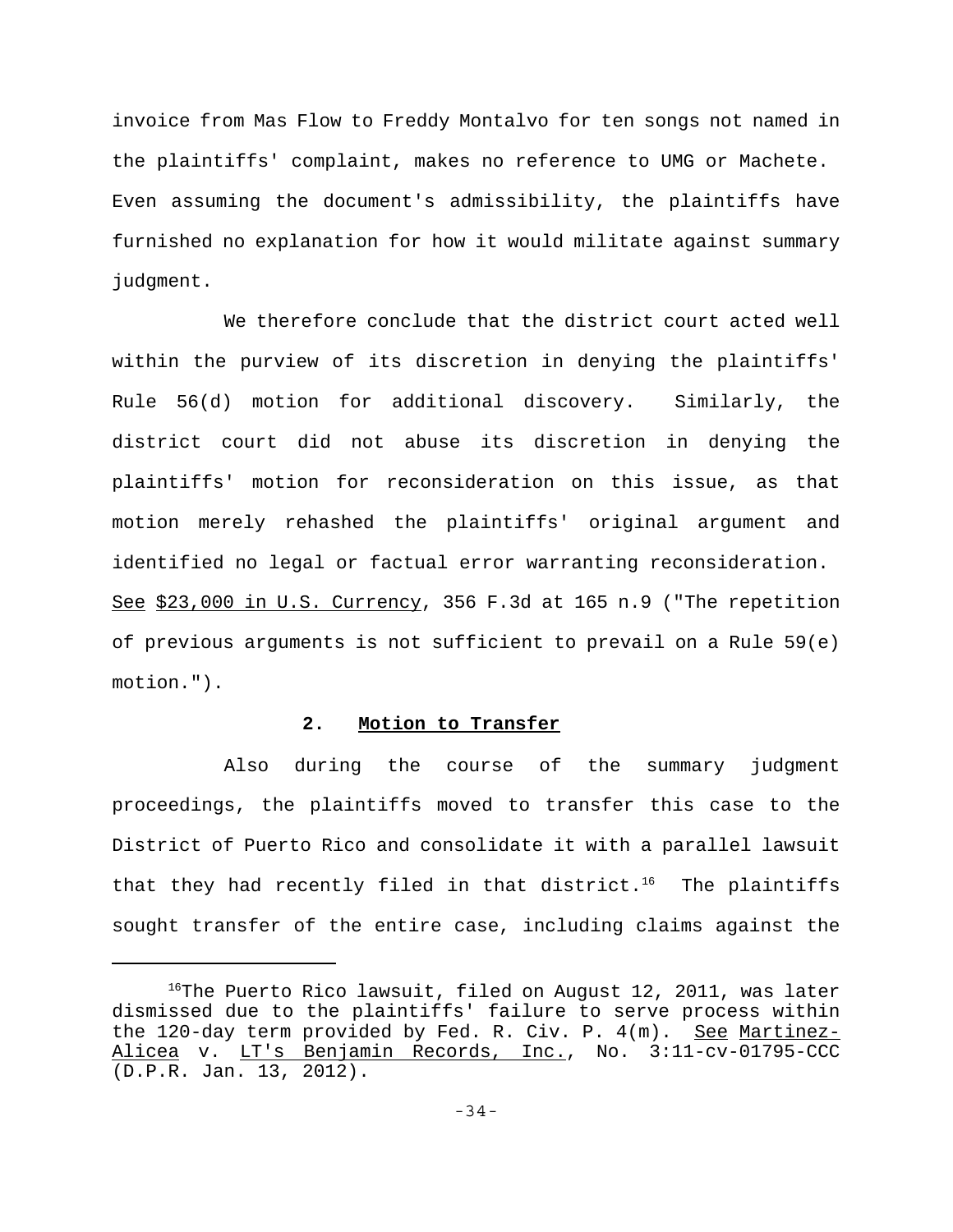invoice from Mas Flow to Freddy Montalvo for ten songs not named in the plaintiffs' complaint, makes no reference to UMG or Machete. Even assuming the document's admissibility, the plaintiffs have furnished no explanation for how it would militate against summary judgment.

We therefore conclude that the district court acted well within the purview of its discretion in denying the plaintiffs' Rule 56(d) motion for additional discovery. Similarly, the district court did not abuse its discretion in denying the plaintiffs' motion for reconsideration on this issue, as that motion merely rehashed the plaintiffs' original argument and identified no legal or factual error warranting reconsideration. See $23,000 in U.S. Currency, 356 F.3d at 165 n.9 ("The repetition of previous arguments is not sufficient to prevail on a Rule 59(e) motion.").

### 2. Motion to Transfer

Also during the course of the summary judgment proceedings, the plaintiffs moved to transfer this case to the District of Puerto Rico and consolidate it with a parallel lawsuit that they had recently filed in that district.[16] The plaintiffs sought transfer of the entire case, including claims against the

[16] The Puerto Rico lawsuit, filed on August 12, 2011, was later dismissed due to the plaintiffs' failure to serve process within the 120-day term provided by Fed. R. Civ. P. 4(m). See Martinez-Alicea v. LT's Benjamin Records, Inc., No. 3:11-cv-01795-CCC (D.P.R. Jan. 13, 2012).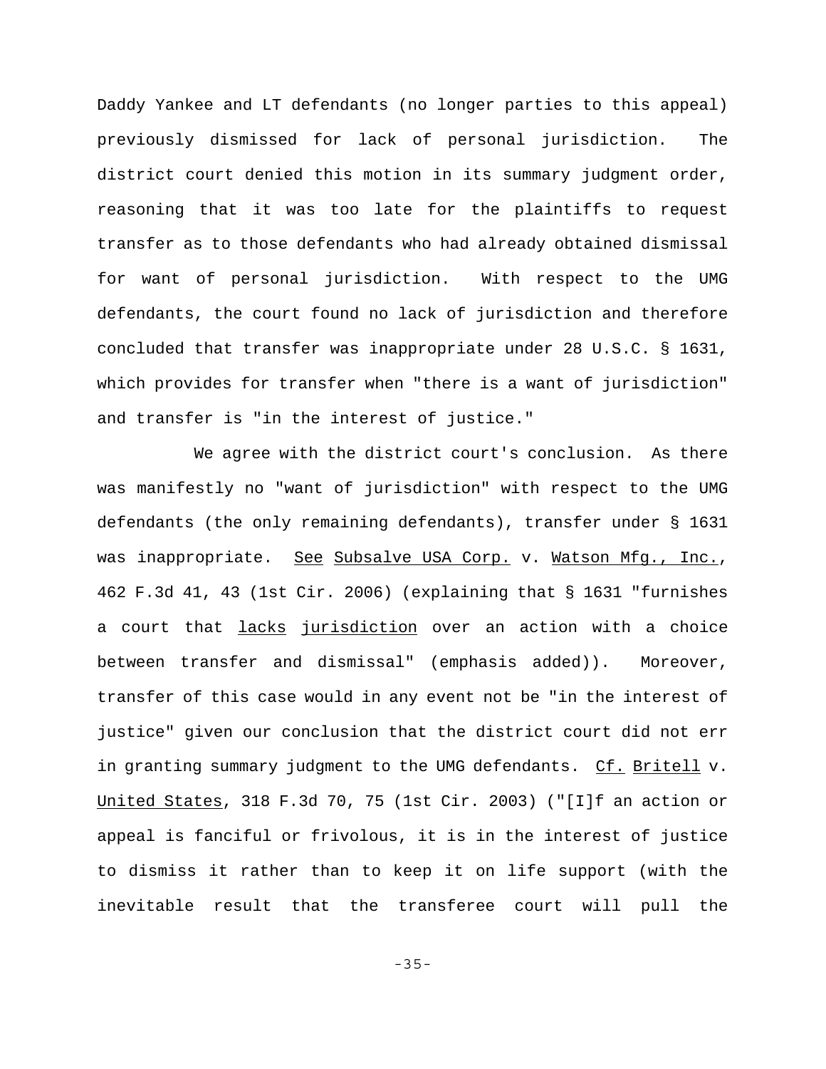Daddy Yankee and LT defendants (no longer parties to this appeal) previously dismissed for lack of personal jurisdiction. The district court denied this motion in its summary judgment order, reasoning that it was too late for the plaintiffs to request transfer as to those defendants who had already obtained dismissal for want of personal jurisdiction. With respect to the UMG defendants, the court found no lack of jurisdiction and therefore concluded that transfer was inappropriate under 28 U.S.C. § 1631, which provides for transfer when "there is a want of jurisdiction" and transfer is "in the interest of justice."

We agree with the district court's conclusion. As there was manifestly no "want of jurisdiction" with respect to the UMG defendants (the only remaining defendants), transfer under § 1631 was inappropriate. _See_ _Subsalve USA Corp._ v. _Watson Mfg., Inc._, 462 F.3d 41, 43 (1st Cir. 2006) (explaining that § 1631 "furnishes a court that _lacks_ _jurisdiction_ over an action with a choice between transfer and dismissal" (emphasis added)). Moreover, transfer of this case would in any event not be "in the interest of justice" given our conclusion that the district court did not err in granting summary judgment to the UMG defendants. _Cf._ _Britell_ v. _United States_, 318 F.3d 70, 75 (1st Cir. 2003) ("[I]f an action or appeal is fanciful or frivolous, it is in the interest of justice to dismiss it rather than to keep it on life support (with the inevitable result that the transferee court will pull the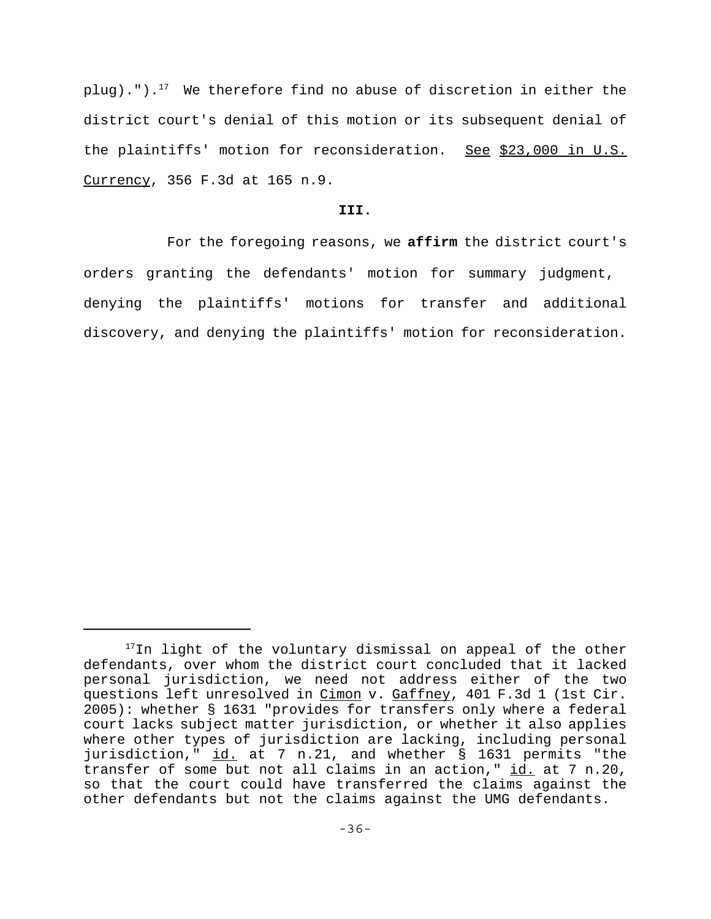plug).").[17] We therefore find no abuse of discretion in either the district court's denial of this motion or its subsequent denial of the plaintiffs' motion for reconsideration. See $23,000 in U.S. Currency, 356 F.3d at 165 n.9.

**III.**

For the foregoing reasons, we **affirm** the district court's orders granting the defendants' motion for summary judgment, denying the plaintiffs' motions for transfer and additional discovery, and denying the plaintiffs' motion for reconsideration.

---

[17]In light of the voluntary dismissal on appeal of the other defendants, over whom the district court concluded that it lacked personal jurisdiction, we need not address either of the two questions left unresolved in Cimon v. Gaffney, 401 F.3d 1 (1st Cir. 2005): whether § 1631 "provides for transfers only where a federal court lacks subject matter jurisdiction, or whether it also applies where other types of jurisdiction are lacking, including personal jurisdiction," id. at 7 n.21, and whether § 1631 permits "the transfer of some but not all claims in an action," id. at 7 n.20, so that the court could have transferred the claims against the other defendants but not the claims against the UMG defendants.